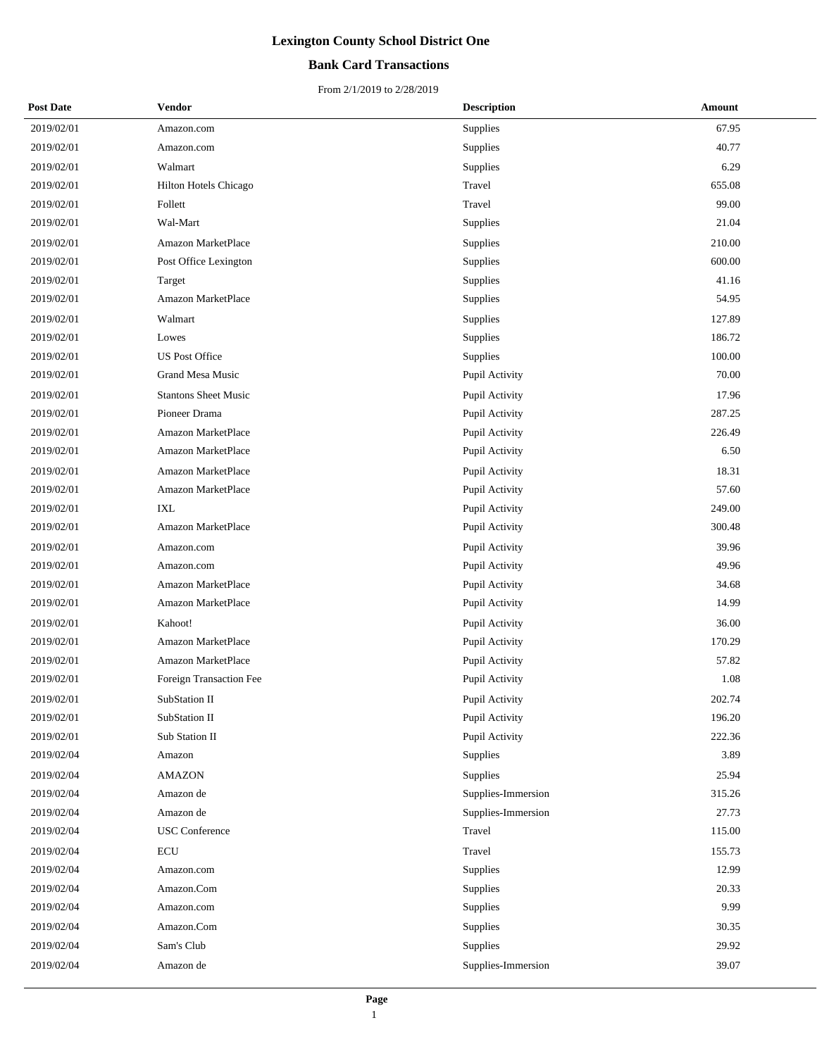# Lexington County School District One

## Bank Card Transactions

From 2/1/2019 to 2/28/2019

| Post Date | Vendor | Description | Amount |
|---|---|---|---|
| 2019/02/01 | Amazon.com | Supplies | 67.95 |
| 2019/02/01 | Amazon.com | Supplies | 40.77 |
| 2019/02/01 | Walmart | Supplies | 6.29 |
| 2019/02/01 | Hilton Hotels Chicago | Travel | 655.08 |
| 2019/02/01 | Follett | Travel | 99.00 |
| 2019/02/01 | Wal-Mart | Supplies | 21.04 |
| 2019/02/01 | Amazon MarketPlace | Supplies | 210.00 |
| 2019/02/01 | Post Office Lexington | Supplies | 600.00 |
| 2019/02/01 | Target | Supplies | 41.16 |
| 2019/02/01 | Amazon MarketPlace | Supplies | 54.95 |
| 2019/02/01 | Walmart | Supplies | 127.89 |
| 2019/02/01 | Lowes | Supplies | 186.72 |
| 2019/02/01 | US Post Office | Supplies | 100.00 |
| 2019/02/01 | Grand Mesa Music | Pupil Activity | 70.00 |
| 2019/02/01 | Stantons Sheet Music | Pupil Activity | 17.96 |
| 2019/02/01 | Pioneer Drama | Pupil Activity | 287.25 |
| 2019/02/01 | Amazon MarketPlace | Pupil Activity | 226.49 |
| 2019/02/01 | Amazon MarketPlace | Pupil Activity | 6.50 |
| 2019/02/01 | Amazon MarketPlace | Pupil Activity | 18.31 |
| 2019/02/01 | Amazon MarketPlace | Pupil Activity | 57.60 |
| 2019/02/01 | IXL | Pupil Activity | 249.00 |
| 2019/02/01 | Amazon MarketPlace | Pupil Activity | 300.48 |
| 2019/02/01 | Amazon.com | Pupil Activity | 39.96 |
| 2019/02/01 | Amazon.com | Pupil Activity | 49.96 |
| 2019/02/01 | Amazon MarketPlace | Pupil Activity | 34.68 |
| 2019/02/01 | Amazon MarketPlace | Pupil Activity | 14.99 |
| 2019/02/01 | Kahoot! | Pupil Activity | 36.00 |
| 2019/02/01 | Amazon MarketPlace | Pupil Activity | 170.29 |
| 2019/02/01 | Amazon MarketPlace | Pupil Activity | 57.82 |
| 2019/02/01 | Foreign Transaction Fee | Pupil Activity | 1.08 |
| 2019/02/01 | SubStation II | Pupil Activity | 202.74 |
| 2019/02/01 | SubStation II | Pupil Activity | 196.20 |
| 2019/02/01 | Sub Station II | Pupil Activity | 222.36 |
| 2019/02/04 | Amazon | Supplies | 3.89 |
| 2019/02/04 | AMAZON | Supplies | 25.94 |
| 2019/02/04 | Amazon de | Supplies-Immersion | 315.26 |
| 2019/02/04 | Amazon de | Supplies-Immersion | 27.73 |
| 2019/02/04 | USC Conference | Travel | 115.00 |
| 2019/02/04 | ECU | Travel | 155.73 |
| 2019/02/04 | Amazon.com | Supplies | 12.99 |
| 2019/02/04 | Amazon.Com | Supplies | 20.33 |
| 2019/02/04 | Amazon.com | Supplies | 9.99 |
| 2019/02/04 | Amazon.Com | Supplies | 30.35 |
| 2019/02/04 | Sam's Club | Supplies | 29.92 |
| 2019/02/04 | Amazon de | Supplies-Immersion | 39.07 |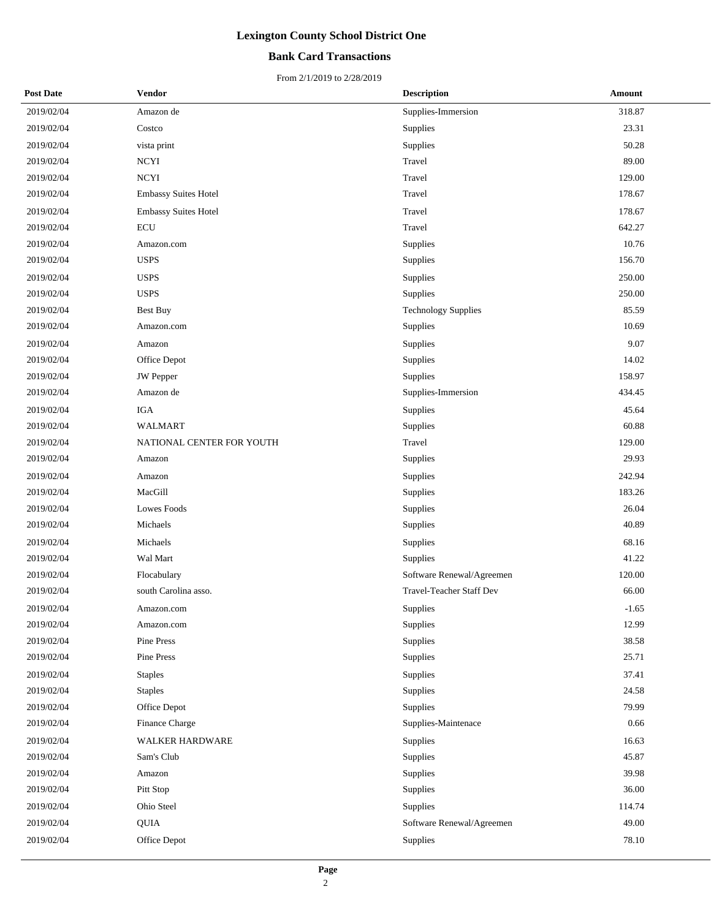# Lexington County School District One

## Bank Card Transactions

From 2/1/2019 to 2/28/2019

| Post Date | Vendor | Description | Amount |
|---|---|---|---|
| 2019/02/04 | Amazon de | Supplies-Immersion | 318.87 |
| 2019/02/04 | Costco | Supplies | 23.31 |
| 2019/02/04 | vista print | Supplies | 50.28 |
| 2019/02/04 | NCYI | Travel | 89.00 |
| 2019/02/04 | NCYI | Travel | 129.00 |
| 2019/02/04 | Embassy Suites Hotel | Travel | 178.67 |
| 2019/02/04 | Embassy Suites Hotel | Travel | 178.67 |
| 2019/02/04 | ECU | Travel | 642.27 |
| 2019/02/04 | Amazon.com | Supplies | 10.76 |
| 2019/02/04 | USPS | Supplies | 156.70 |
| 2019/02/04 | USPS | Supplies | 250.00 |
| 2019/02/04 | USPS | Supplies | 250.00 |
| 2019/02/04 | Best Buy | Technology Supplies | 85.59 |
| 2019/02/04 | Amazon.com | Supplies | 10.69 |
| 2019/02/04 | Amazon | Supplies | 9.07 |
| 2019/02/04 | Office Depot | Supplies | 14.02 |
| 2019/02/04 | JW Pepper | Supplies | 158.97 |
| 2019/02/04 | Amazon de | Supplies-Immersion | 434.45 |
| 2019/02/04 | IGA | Supplies | 45.64 |
| 2019/02/04 | WALMART | Supplies | 60.88 |
| 2019/02/04 | NATIONAL CENTER FOR YOUTH | Travel | 129.00 |
| 2019/02/04 | Amazon | Supplies | 29.93 |
| 2019/02/04 | Amazon | Supplies | 242.94 |
| 2019/02/04 | MacGill | Supplies | 183.26 |
| 2019/02/04 | Lowes Foods | Supplies | 26.04 |
| 2019/02/04 | Michaels | Supplies | 40.89 |
| 2019/02/04 | Michaels | Supplies | 68.16 |
| 2019/02/04 | Wal Mart | Supplies | 41.22 |
| 2019/02/04 | Flocabulary | Software Renewal/Agreemen | 120.00 |
| 2019/02/04 | south Carolina asso. | Travel-Teacher Staff Dev | 66.00 |
| 2019/02/04 | Amazon.com | Supplies | -1.65 |
| 2019/02/04 | Amazon.com | Supplies | 12.99 |
| 2019/02/04 | Pine Press | Supplies | 38.58 |
| 2019/02/04 | Pine Press | Supplies | 25.71 |
| 2019/02/04 | Staples | Supplies | 37.41 |
| 2019/02/04 | Staples | Supplies | 24.58 |
| 2019/02/04 | Office Depot | Supplies | 79.99 |
| 2019/02/04 | Finance Charge | Supplies-Maintenace | 0.66 |
| 2019/02/04 | WALKER HARDWARE | Supplies | 16.63 |
| 2019/02/04 | Sam's Club | Supplies | 45.87 |
| 2019/02/04 | Amazon | Supplies | 39.98 |
| 2019/02/04 | Pitt Stop | Supplies | 36.00 |
| 2019/02/04 | Ohio Steel | Supplies | 114.74 |
| 2019/02/04 | QUIA | Software Renewal/Agreemen | 49.00 |
| 2019/02/04 | Office Depot | Supplies | 78.10 |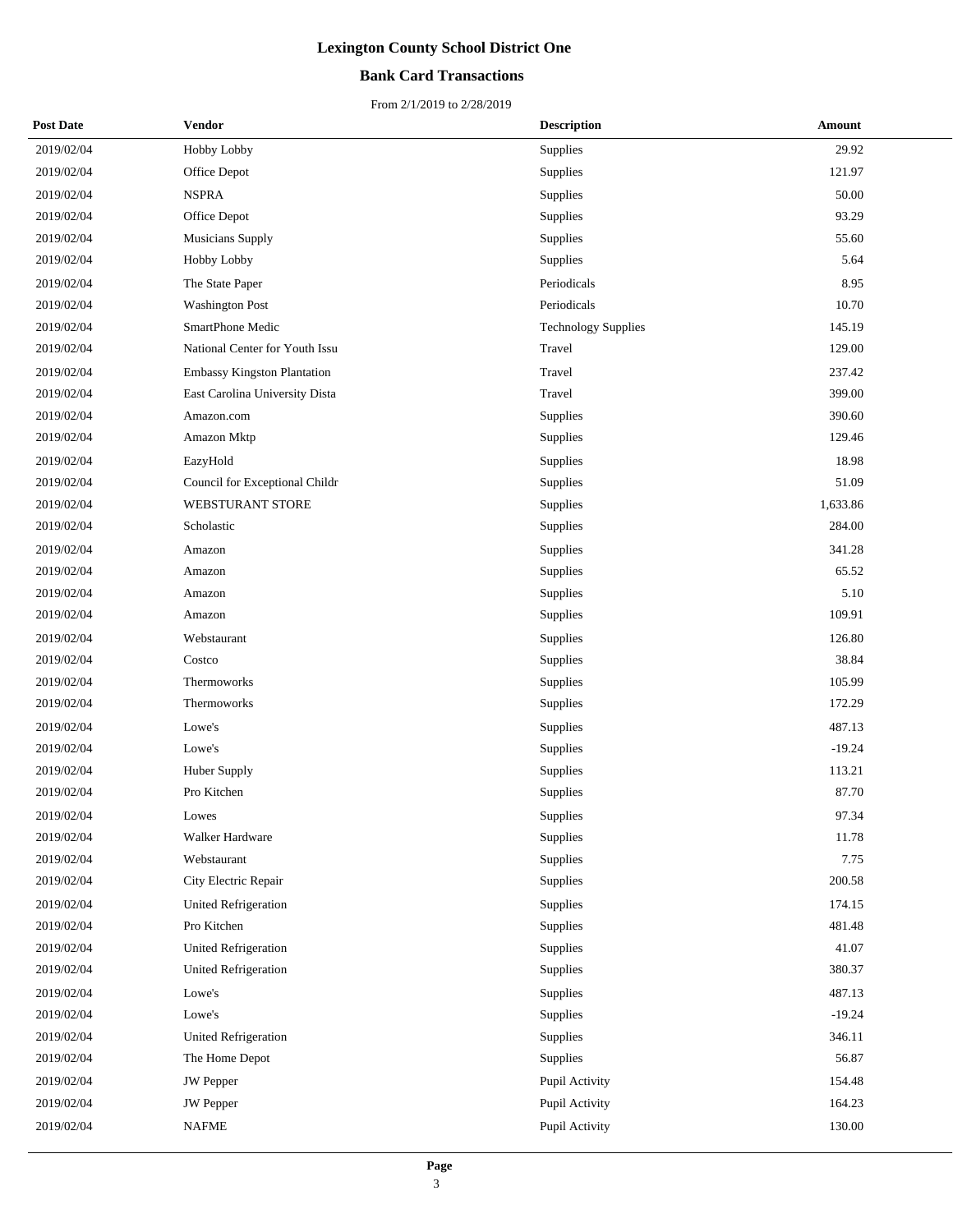# Lexington County School District One

## Bank Card Transactions

From 2/1/2019 to 2/28/2019

| Post Date | Vendor | Description | Amount |
|---|---|---|---|
| 2019/02/04 | Hobby Lobby | Supplies | 29.92 |
| 2019/02/04 | Office Depot | Supplies | 121.97 |
| 2019/02/04 | NSPRA | Supplies | 50.00 |
| 2019/02/04 | Office Depot | Supplies | 93.29 |
| 2019/02/04 | Musicians Supply | Supplies | 55.60 |
| 2019/02/04 | Hobby Lobby | Supplies | 5.64 |
| 2019/02/04 | The State Paper | Periodicals | 8.95 |
| 2019/02/04 | Washington Post | Periodicals | 10.70 |
| 2019/02/04 | SmartPhone Medic | Technology Supplies | 145.19 |
| 2019/02/04 | National Center for Youth Issu | Travel | 129.00 |
| 2019/02/04 | Embassy Kingston Plantation | Travel | 237.42 |
| 2019/02/04 | East Carolina University Dista | Travel | 399.00 |
| 2019/02/04 | Amazon.com | Supplies | 390.60 |
| 2019/02/04 | Amazon Mktp | Supplies | 129.46 |
| 2019/02/04 | EazyHold | Supplies | 18.98 |
| 2019/02/04 | Council for Exceptional Childr | Supplies | 51.09 |
| 2019/02/04 | WEBSTURANT STORE | Supplies | 1,633.86 |
| 2019/02/04 | Scholastic | Supplies | 284.00 |
| 2019/02/04 | Amazon | Supplies | 341.28 |
| 2019/02/04 | Amazon | Supplies | 65.52 |
| 2019/02/04 | Amazon | Supplies | 5.10 |
| 2019/02/04 | Amazon | Supplies | 109.91 |
| 2019/02/04 | Webstaurant | Supplies | 126.80 |
| 2019/02/04 | Costco | Supplies | 38.84 |
| 2019/02/04 | Thermoworks | Supplies | 105.99 |
| 2019/02/04 | Thermoworks | Supplies | 172.29 |
| 2019/02/04 | Lowe's | Supplies | 487.13 |
| 2019/02/04 | Lowe's | Supplies | -19.24 |
| 2019/02/04 | Huber Supply | Supplies | 113.21 |
| 2019/02/04 | Pro Kitchen | Supplies | 87.70 |
| 2019/02/04 | Lowes | Supplies | 97.34 |
| 2019/02/04 | Walker Hardware | Supplies | 11.78 |
| 2019/02/04 | Webstaurant | Supplies | 7.75 |
| 2019/02/04 | City Electric Repair | Supplies | 200.58 |
| 2019/02/04 | United Refrigeration | Supplies | 174.15 |
| 2019/02/04 | Pro Kitchen | Supplies | 481.48 |
| 2019/02/04 | United Refrigeration | Supplies | 41.07 |
| 2019/02/04 | United Refrigeration | Supplies | 380.37 |
| 2019/02/04 | Lowe's | Supplies | 487.13 |
| 2019/02/04 | Lowe's | Supplies | -19.24 |
| 2019/02/04 | United Refrigeration | Supplies | 346.11 |
| 2019/02/04 | The Home Depot | Supplies | 56.87 |
| 2019/02/04 | JW Pepper | Pupil Activity | 154.48 |
| 2019/02/04 | JW Pepper | Pupil Activity | 164.23 |
| 2019/02/04 | NAFME | Pupil Activity | 130.00 |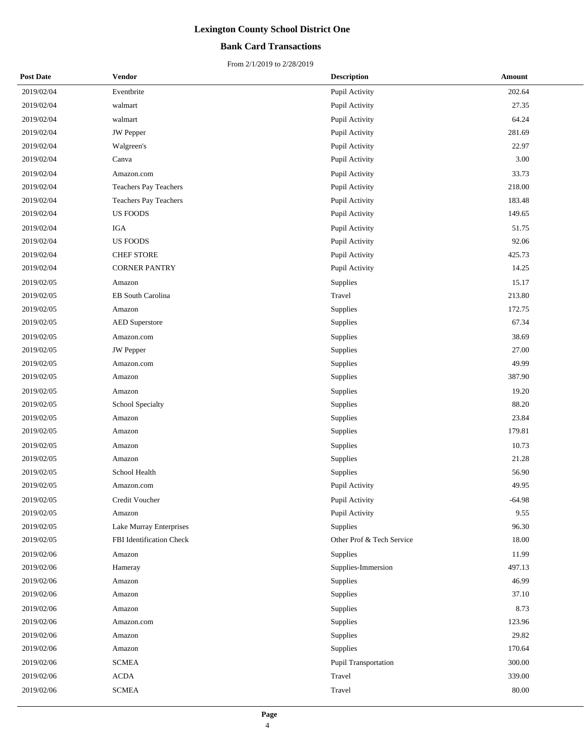# Lexington County School District One

## Bank Card Transactions

From 2/1/2019 to 2/28/2019

| Post Date | Vendor | Description | Amount |
|---|---|---|---|
| 2019/02/04 | Eventbrite | Pupil Activity | 202.64 |
| 2019/02/04 | walmart | Pupil Activity | 27.35 |
| 2019/02/04 | walmart | Pupil Activity | 64.24 |
| 2019/02/04 | JW Pepper | Pupil Activity | 281.69 |
| 2019/02/04 | Walgreen's | Pupil Activity | 22.97 |
| 2019/02/04 | Canva | Pupil Activity | 3.00 |
| 2019/02/04 | Amazon.com | Pupil Activity | 33.73 |
| 2019/02/04 | Teachers Pay Teachers | Pupil Activity | 218.00 |
| 2019/02/04 | Teachers Pay Teachers | Pupil Activity | 183.48 |
| 2019/02/04 | US FOODS | Pupil Activity | 149.65 |
| 2019/02/04 | IGA | Pupil Activity | 51.75 |
| 2019/02/04 | US FOODS | Pupil Activity | 92.06 |
| 2019/02/04 | CHEF STORE | Pupil Activity | 425.73 |
| 2019/02/04 | CORNER PANTRY | Pupil Activity | 14.25 |
| 2019/02/05 | Amazon | Supplies | 15.17 |
| 2019/02/05 | EB South Carolina | Travel | 213.80 |
| 2019/02/05 | Amazon | Supplies | 172.75 |
| 2019/02/05 | AED Superstore | Supplies | 67.34 |
| 2019/02/05 | Amazon.com | Supplies | 38.69 |
| 2019/02/05 | JW Pepper | Supplies | 27.00 |
| 2019/02/05 | Amazon.com | Supplies | 49.99 |
| 2019/02/05 | Amazon | Supplies | 387.90 |
| 2019/02/05 | Amazon | Supplies | 19.20 |
| 2019/02/05 | School Specialty | Supplies | 88.20 |
| 2019/02/05 | Amazon | Supplies | 23.84 |
| 2019/02/05 | Amazon | Supplies | 179.81 |
| 2019/02/05 | Amazon | Supplies | 10.73 |
| 2019/02/05 | Amazon | Supplies | 21.28 |
| 2019/02/05 | School Health | Supplies | 56.90 |
| 2019/02/05 | Amazon.com | Pupil Activity | 49.95 |
| 2019/02/05 | Credit Voucher | Pupil Activity | -64.98 |
| 2019/02/05 | Amazon | Pupil Activity | 9.55 |
| 2019/02/05 | Lake Murray Enterprises | Supplies | 96.30 |
| 2019/02/05 | FBI Identification Check | Other Prof & Tech Service | 18.00 |
| 2019/02/06 | Amazon | Supplies | 11.99 |
| 2019/02/06 | Hameray | Supplies-Immersion | 497.13 |
| 2019/02/06 | Amazon | Supplies | 46.99 |
| 2019/02/06 | Amazon | Supplies | 37.10 |
| 2019/02/06 | Amazon | Supplies | 8.73 |
| 2019/02/06 | Amazon.com | Supplies | 123.96 |
| 2019/02/06 | Amazon | Supplies | 29.82 |
| 2019/02/06 | Amazon | Supplies | 170.64 |
| 2019/02/06 | SCMEA | Pupil Transportation | 300.00 |
| 2019/02/06 | ACDA | Travel | 339.00 |
| 2019/02/06 | SCMEA | Travel | 80.00 |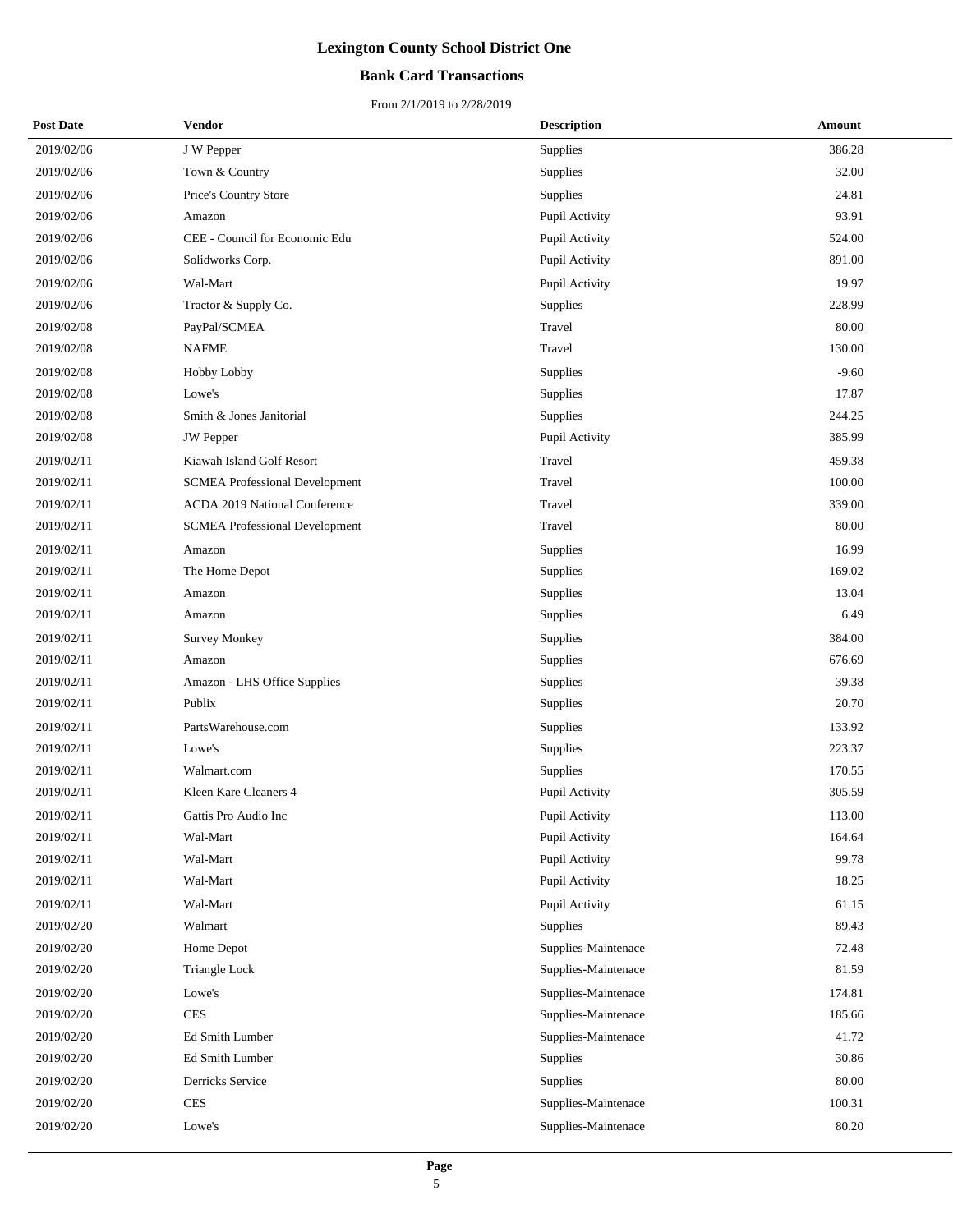# Lexington County School District One

## Bank Card Transactions

From 2/1/2019 to 2/28/2019

| Post Date | Vendor | Description | Amount |
|---|---|---|---|
| 2019/02/06 | J W Pepper | Supplies | 386.28 |
| 2019/02/06 | Town & Country | Supplies | 32.00 |
| 2019/02/06 | Price's Country Store | Supplies | 24.81 |
| 2019/02/06 | Amazon | Pupil Activity | 93.91 |
| 2019/02/06 | CEE - Council for Economic Edu | Pupil Activity | 524.00 |
| 2019/02/06 | Solidworks Corp. | Pupil Activity | 891.00 |
| 2019/02/06 | Wal-Mart | Pupil Activity | 19.97 |
| 2019/02/06 | Tractor & Supply Co. | Supplies | 228.99 |
| 2019/02/08 | PayPal/SCMEA | Travel | 80.00 |
| 2019/02/08 | NAFME | Travel | 130.00 |
| 2019/02/08 | Hobby Lobby | Supplies | -9.60 |
| 2019/02/08 | Lowe's | Supplies | 17.87 |
| 2019/02/08 | Smith & Jones Janitorial | Supplies | 244.25 |
| 2019/02/08 | JW Pepper | Pupil Activity | 385.99 |
| 2019/02/11 | Kiawah Island Golf Resort | Travel | 459.38 |
| 2019/02/11 | SCMEA Professional Development | Travel | 100.00 |
| 2019/02/11 | ACDA 2019 National Conference | Travel | 339.00 |
| 2019/02/11 | SCMEA Professional Development | Travel | 80.00 |
| 2019/02/11 | Amazon | Supplies | 16.99 |
| 2019/02/11 | The Home Depot | Supplies | 169.02 |
| 2019/02/11 | Amazon | Supplies | 13.04 |
| 2019/02/11 | Amazon | Supplies | 6.49 |
| 2019/02/11 | Survey Monkey | Supplies | 384.00 |
| 2019/02/11 | Amazon | Supplies | 676.69 |
| 2019/02/11 | Amazon - LHS Office Supplies | Supplies | 39.38 |
| 2019/02/11 | Publix | Supplies | 20.70 |
| 2019/02/11 | PartsWarehouse.com | Supplies | 133.92 |
| 2019/02/11 | Lowe's | Supplies | 223.37 |
| 2019/02/11 | Walmart.com | Supplies | 170.55 |
| 2019/02/11 | Kleen Kare Cleaners 4 | Pupil Activity | 305.59 |
| 2019/02/11 | Gattis Pro Audio Inc | Pupil Activity | 113.00 |
| 2019/02/11 | Wal-Mart | Pupil Activity | 164.64 |
| 2019/02/11 | Wal-Mart | Pupil Activity | 99.78 |
| 2019/02/11 | Wal-Mart | Pupil Activity | 18.25 |
| 2019/02/11 | Wal-Mart | Pupil Activity | 61.15 |
| 2019/02/20 | Walmart | Supplies | 89.43 |
| 2019/02/20 | Home Depot | Supplies-Maintenace | 72.48 |
| 2019/02/20 | Triangle Lock | Supplies-Maintenace | 81.59 |
| 2019/02/20 | Lowe's | Supplies-Maintenace | 174.81 |
| 2019/02/20 | CES | Supplies-Maintenace | 185.66 |
| 2019/02/20 | Ed Smith Lumber | Supplies-Maintenace | 41.72 |
| 2019/02/20 | Ed Smith Lumber | Supplies | 30.86 |
| 2019/02/20 | Derricks Service | Supplies | 80.00 |
| 2019/02/20 | CES | Supplies-Maintenace | 100.31 |
| 2019/02/20 | Lowe's | Supplies-Maintenace | 80.20 |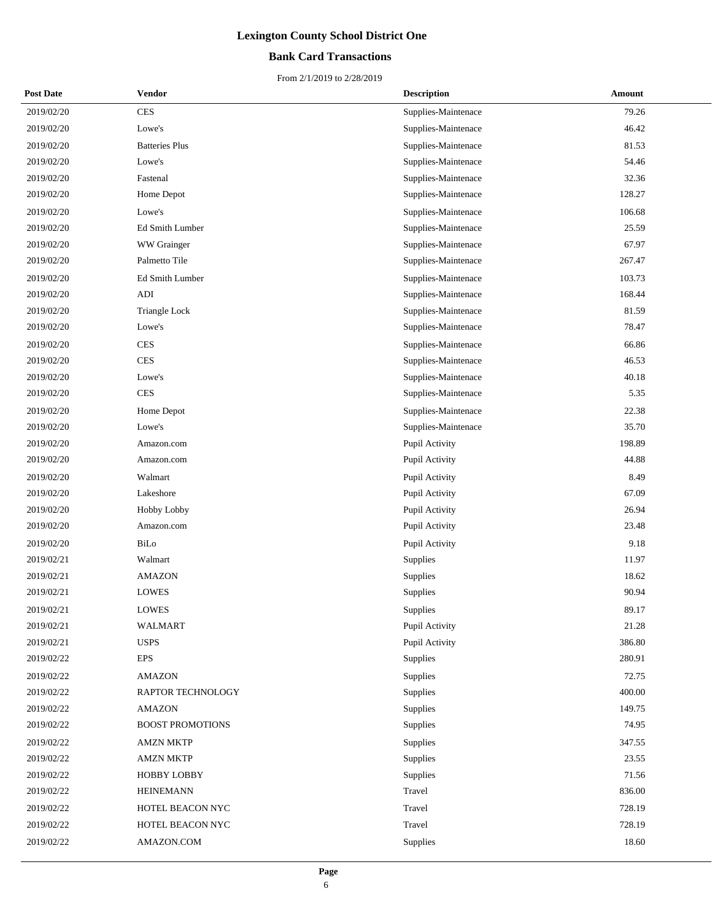# Lexington County School District One

## Bank Card Transactions

From 2/1/2019 to 2/28/2019

| Post Date | Vendor | Description | Amount |
|---|---|---|---|
| 2019/02/20 | CES | Supplies-Maintenace | 79.26 |
| 2019/02/20 | Lowe's | Supplies-Maintenace | 46.42 |
| 2019/02/20 | Batteries Plus | Supplies-Maintenace | 81.53 |
| 2019/02/20 | Lowe's | Supplies-Maintenace | 54.46 |
| 2019/02/20 | Fastenal | Supplies-Maintenace | 32.36 |
| 2019/02/20 | Home Depot | Supplies-Maintenace | 128.27 |
| 2019/02/20 | Lowe's | Supplies-Maintenace | 106.68 |
| 2019/02/20 | Ed Smith Lumber | Supplies-Maintenace | 25.59 |
| 2019/02/20 | WW Grainger | Supplies-Maintenace | 67.97 |
| 2019/02/20 | Palmetto Tile | Supplies-Maintenace | 267.47 |
| 2019/02/20 | Ed Smith Lumber | Supplies-Maintenace | 103.73 |
| 2019/02/20 | ADI | Supplies-Maintenace | 168.44 |
| 2019/02/20 | Triangle Lock | Supplies-Maintenace | 81.59 |
| 2019/02/20 | Lowe's | Supplies-Maintenace | 78.47 |
| 2019/02/20 | CES | Supplies-Maintenace | 66.86 |
| 2019/02/20 | CES | Supplies-Maintenace | 46.53 |
| 2019/02/20 | Lowe's | Supplies-Maintenace | 40.18 |
| 2019/02/20 | CES | Supplies-Maintenace | 5.35 |
| 2019/02/20 | Home Depot | Supplies-Maintenace | 22.38 |
| 2019/02/20 | Lowe's | Supplies-Maintenace | 35.70 |
| 2019/02/20 | Amazon.com | Pupil Activity | 198.89 |
| 2019/02/20 | Amazon.com | Pupil Activity | 44.88 |
| 2019/02/20 | Walmart | Pupil Activity | 8.49 |
| 2019/02/20 | Lakeshore | Pupil Activity | 67.09 |
| 2019/02/20 | Hobby Lobby | Pupil Activity | 26.94 |
| 2019/02/20 | Amazon.com | Pupil Activity | 23.48 |
| 2019/02/20 | BiLo | Pupil Activity | 9.18 |
| 2019/02/21 | Walmart | Supplies | 11.97 |
| 2019/02/21 | AMAZON | Supplies | 18.62 |
| 2019/02/21 | LOWES | Supplies | 90.94 |
| 2019/02/21 | LOWES | Supplies | 89.17 |
| 2019/02/21 | WALMART | Pupil Activity | 21.28 |
| 2019/02/21 | USPS | Pupil Activity | 386.80 |
| 2019/02/22 | EPS | Supplies | 280.91 |
| 2019/02/22 | AMAZON | Supplies | 72.75 |
| 2019/02/22 | RAPTOR TECHNOLOGY | Supplies | 400.00 |
| 2019/02/22 | AMAZON | Supplies | 149.75 |
| 2019/02/22 | BOOST PROMOTIONS | Supplies | 74.95 |
| 2019/02/22 | AMZN MKTP | Supplies | 347.55 |
| 2019/02/22 | AMZN MKTP | Supplies | 23.55 |
| 2019/02/22 | HOBBY LOBBY | Supplies | 71.56 |
| 2019/02/22 | HEINEMANN | Travel | 836.00 |
| 2019/02/22 | HOTEL BEACON NYC | Travel | 728.19 |
| 2019/02/22 | HOTEL BEACON NYC | Travel | 728.19 |
| 2019/02/22 | AMAZON.COM | Supplies | 18.60 |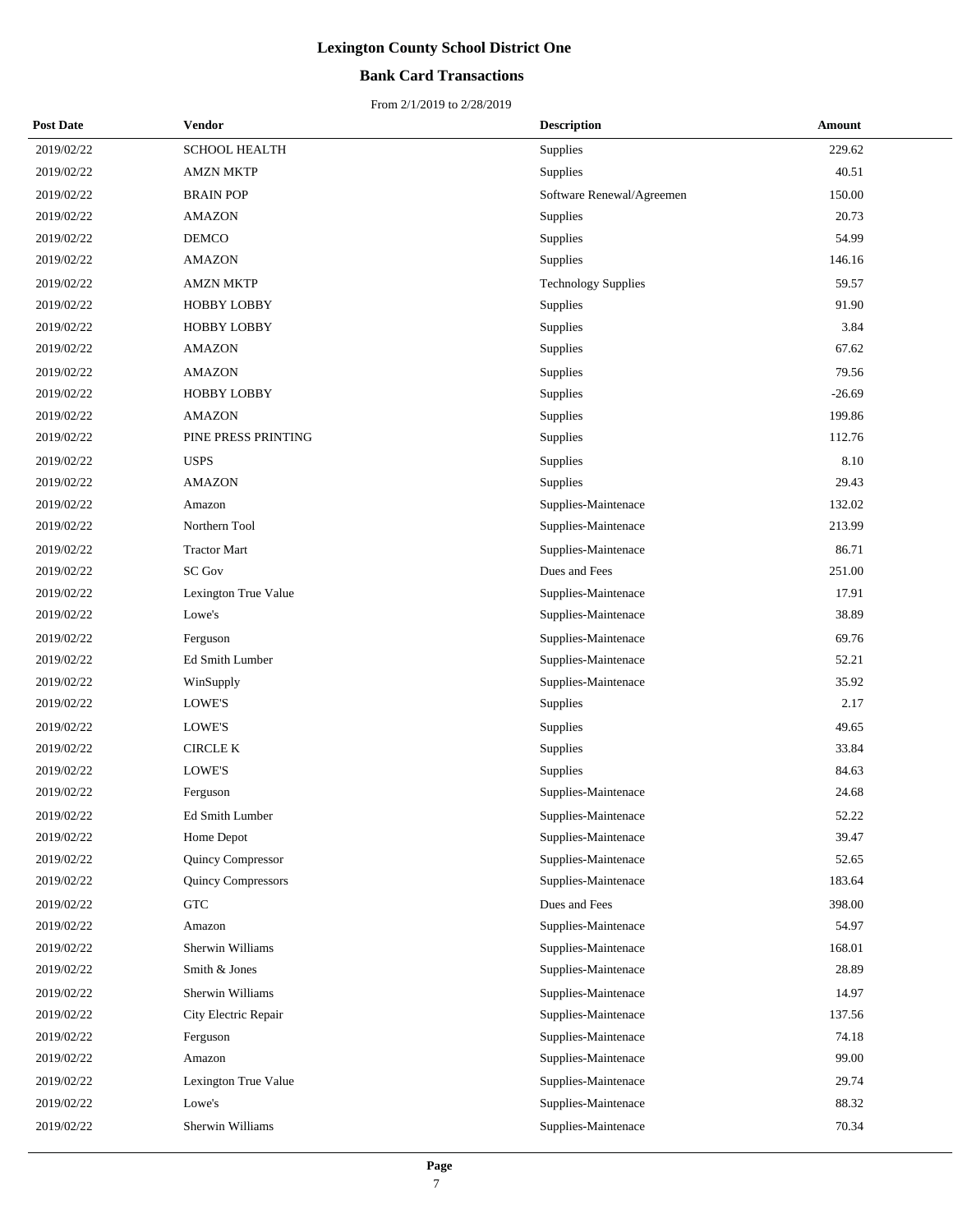# Lexington County School District One

## Bank Card Transactions

From 2/1/2019 to 2/28/2019

| Post Date | Vendor | Description | Amount |
|---|---|---|---|
| 2019/02/22 | SCHOOL HEALTH | Supplies | 229.62 |
| 2019/02/22 | AMZN MKTP | Supplies | 40.51 |
| 2019/02/22 | BRAIN POP | Software Renewal/Agreemen | 150.00 |
| 2019/02/22 | AMAZON | Supplies | 20.73 |
| 2019/02/22 | DEMCO | Supplies | 54.99 |
| 2019/02/22 | AMAZON | Supplies | 146.16 |
| 2019/02/22 | AMZN MKTP | Technology Supplies | 59.57 |
| 2019/02/22 | HOBBY LOBBY | Supplies | 91.90 |
| 2019/02/22 | HOBBY LOBBY | Supplies | 3.84 |
| 2019/02/22 | AMAZON | Supplies | 67.62 |
| 2019/02/22 | AMAZON | Supplies | 79.56 |
| 2019/02/22 | HOBBY LOBBY | Supplies | -26.69 |
| 2019/02/22 | AMAZON | Supplies | 199.86 |
| 2019/02/22 | PINE PRESS PRINTING | Supplies | 112.76 |
| 2019/02/22 | USPS | Supplies | 8.10 |
| 2019/02/22 | AMAZON | Supplies | 29.43 |
| 2019/02/22 | Amazon | Supplies-Maintenace | 132.02 |
| 2019/02/22 | Northern Tool | Supplies-Maintenace | 213.99 |
| 2019/02/22 | Tractor Mart | Supplies-Maintenace | 86.71 |
| 2019/02/22 | SC Gov | Dues and Fees | 251.00 |
| 2019/02/22 | Lexington True Value | Supplies-Maintenace | 17.91 |
| 2019/02/22 | Lowe's | Supplies-Maintenace | 38.89 |
| 2019/02/22 | Ferguson | Supplies-Maintenace | 69.76 |
| 2019/02/22 | Ed Smith Lumber | Supplies-Maintenace | 52.21 |
| 2019/02/22 | WinSupply | Supplies-Maintenace | 35.92 |
| 2019/02/22 | LOWE'S | Supplies | 2.17 |
| 2019/02/22 | LOWE'S | Supplies | 49.65 |
| 2019/02/22 | CIRCLE K | Supplies | 33.84 |
| 2019/02/22 | LOWE'S | Supplies | 84.63 |
| 2019/02/22 | Ferguson | Supplies-Maintenace | 24.68 |
| 2019/02/22 | Ed Smith Lumber | Supplies-Maintenace | 52.22 |
| 2019/02/22 | Home Depot | Supplies-Maintenace | 39.47 |
| 2019/02/22 | Quincy Compressor | Supplies-Maintenace | 52.65 |
| 2019/02/22 | Quincy Compressors | Supplies-Maintenace | 183.64 |
| 2019/02/22 | GTC | Dues and Fees | 398.00 |
| 2019/02/22 | Amazon | Supplies-Maintenace | 54.97 |
| 2019/02/22 | Sherwin Williams | Supplies-Maintenace | 168.01 |
| 2019/02/22 | Smith & Jones | Supplies-Maintenace | 28.89 |
| 2019/02/22 | Sherwin Williams | Supplies-Maintenace | 14.97 |
| 2019/02/22 | City Electric Repair | Supplies-Maintenace | 137.56 |
| 2019/02/22 | Ferguson | Supplies-Maintenace | 74.18 |
| 2019/02/22 | Amazon | Supplies-Maintenace | 99.00 |
| 2019/02/22 | Lexington True Value | Supplies-Maintenace | 29.74 |
| 2019/02/22 | Lowe's | Supplies-Maintenace | 88.32 |
| 2019/02/22 | Sherwin Williams | Supplies-Maintenace | 70.34 |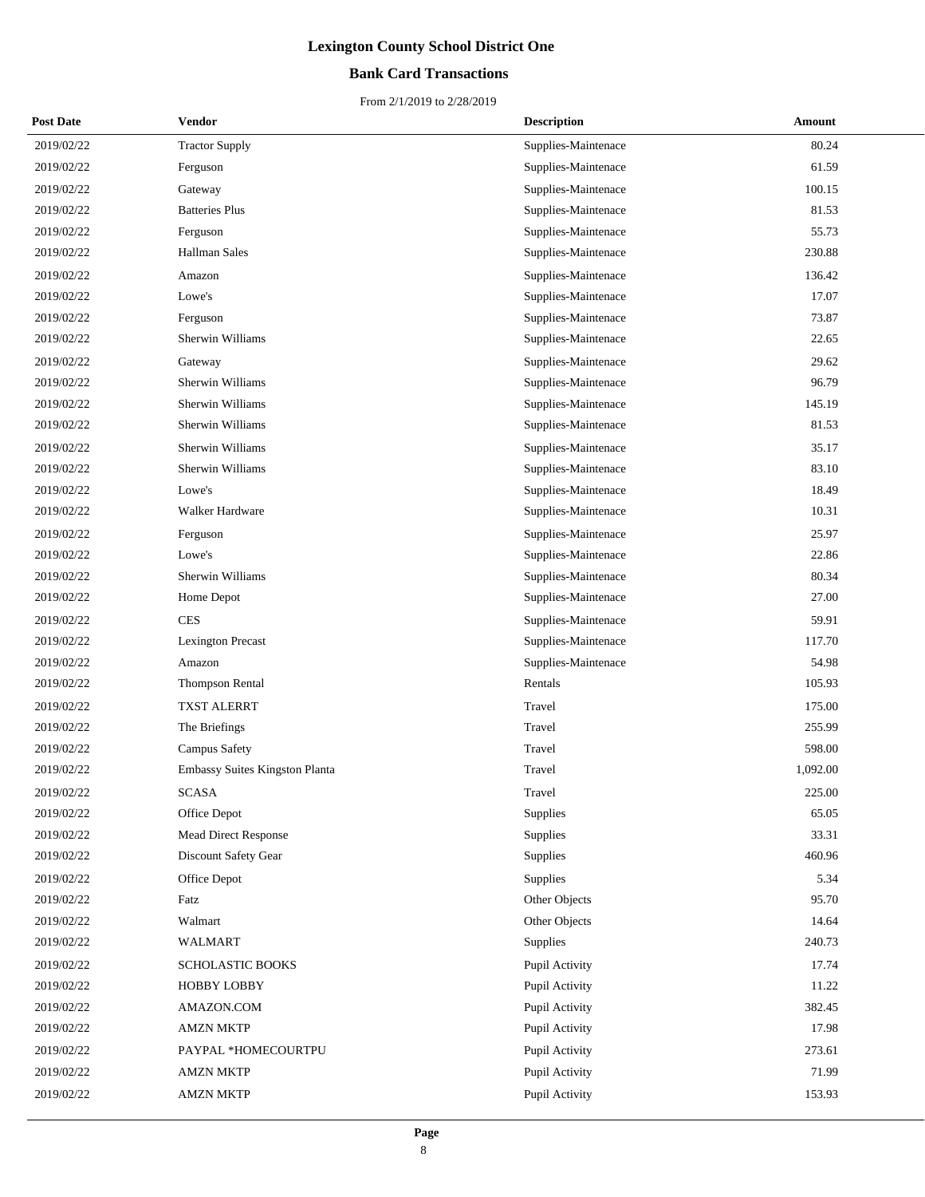# Lexington County School District One

## Bank Card Transactions

From 2/1/2019 to 2/28/2019

| Post Date | Vendor | Description | Amount |
|---|---|---|---|
| 2019/02/22 | Tractor Supply | Supplies-Maintenace | 80.24 |
| 2019/02/22 | Ferguson | Supplies-Maintenace | 61.59 |
| 2019/02/22 | Gateway | Supplies-Maintenace | 100.15 |
| 2019/02/22 | Batteries Plus | Supplies-Maintenace | 81.53 |
| 2019/02/22 | Ferguson | Supplies-Maintenace | 55.73 |
| 2019/02/22 | Hallman Sales | Supplies-Maintenace | 230.88 |
| 2019/02/22 | Amazon | Supplies-Maintenace | 136.42 |
| 2019/02/22 | Lowe's | Supplies-Maintenace | 17.07 |
| 2019/02/22 | Ferguson | Supplies-Maintenace | 73.87 |
| 2019/02/22 | Sherwin Williams | Supplies-Maintenace | 22.65 |
| 2019/02/22 | Gateway | Supplies-Maintenace | 29.62 |
| 2019/02/22 | Sherwin Williams | Supplies-Maintenace | 96.79 |
| 2019/02/22 | Sherwin Williams | Supplies-Maintenace | 145.19 |
| 2019/02/22 | Sherwin Williams | Supplies-Maintenace | 81.53 |
| 2019/02/22 | Sherwin Williams | Supplies-Maintenace | 35.17 |
| 2019/02/22 | Sherwin Williams | Supplies-Maintenace | 83.10 |
| 2019/02/22 | Lowe's | Supplies-Maintenace | 18.49 |
| 2019/02/22 | Walker Hardware | Supplies-Maintenace | 10.31 |
| 2019/02/22 | Ferguson | Supplies-Maintenace | 25.97 |
| 2019/02/22 | Lowe's | Supplies-Maintenace | 22.86 |
| 2019/02/22 | Sherwin Williams | Supplies-Maintenace | 80.34 |
| 2019/02/22 | Home Depot | Supplies-Maintenace | 27.00 |
| 2019/02/22 | CES | Supplies-Maintenace | 59.91 |
| 2019/02/22 | Lexington Precast | Supplies-Maintenace | 117.70 |
| 2019/02/22 | Amazon | Supplies-Maintenace | 54.98 |
| 2019/02/22 | Thompson Rental | Rentals | 105.93 |
| 2019/02/22 | TXST ALERRT | Travel | 175.00 |
| 2019/02/22 | The Briefings | Travel | 255.99 |
| 2019/02/22 | Campus Safety | Travel | 598.00 |
| 2019/02/22 | Embassy Suites Kingston Planta | Travel | 1,092.00 |
| 2019/02/22 | SCASA | Travel | 225.00 |
| 2019/02/22 | Office Depot | Supplies | 65.05 |
| 2019/02/22 | Mead Direct Response | Supplies | 33.31 |
| 2019/02/22 | Discount Safety Gear | Supplies | 460.96 |
| 2019/02/22 | Office Depot | Supplies | 5.34 |
| 2019/02/22 | Fatz | Other Objects | 95.70 |
| 2019/02/22 | Walmart | Other Objects | 14.64 |
| 2019/02/22 | WALMART | Supplies | 240.73 |
| 2019/02/22 | SCHOLASTIC BOOKS | Pupil Activity | 17.74 |
| 2019/02/22 | HOBBY LOBBY | Pupil Activity | 11.22 |
| 2019/02/22 | AMAZON.COM | Pupil Activity | 382.45 |
| 2019/02/22 | AMZN MKTP | Pupil Activity | 17.98 |
| 2019/02/22 | PAYPAL *HOMECOURTPU | Pupil Activity | 273.61 |
| 2019/02/22 | AMZN MKTP | Pupil Activity | 71.99 |
| 2019/02/22 | AMZN MKTP | Pupil Activity | 153.93 |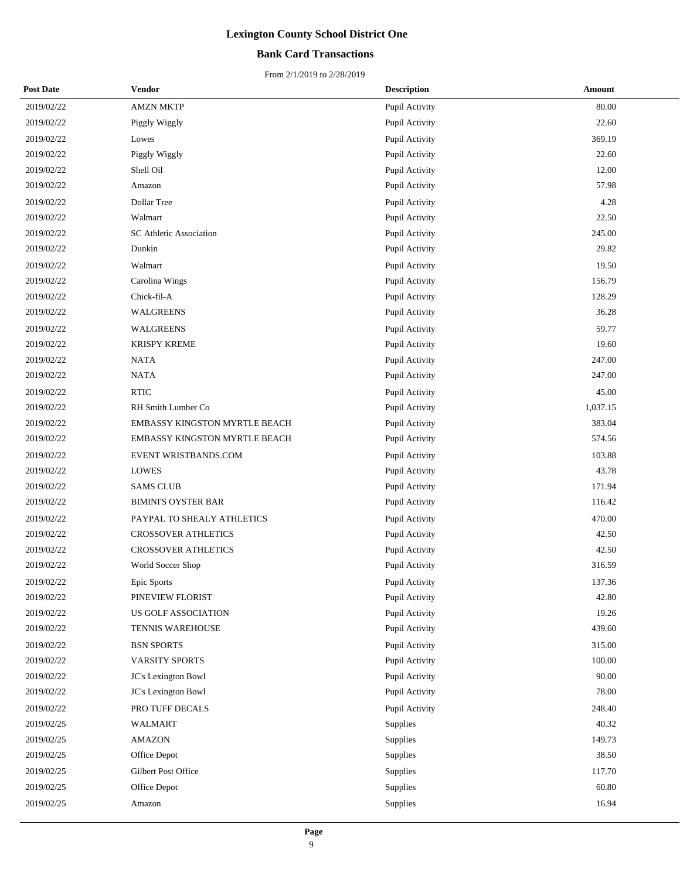# Lexington County School District One

## Bank Card Transactions

From 2/1/2019 to 2/28/2019

| Post Date | Vendor | Description | Amount |
|---|---|---|---|
| 2019/02/22 | AMZN MKTP | Pupil Activity | 80.00 |
| 2019/02/22 | Piggly Wiggly | Pupil Activity | 22.60 |
| 2019/02/22 | Lowes | Pupil Activity | 369.19 |
| 2019/02/22 | Piggly Wiggly | Pupil Activity | 22.60 |
| 2019/02/22 | Shell Oil | Pupil Activity | 12.00 |
| 2019/02/22 | Amazon | Pupil Activity | 57.98 |
| 2019/02/22 | Dollar Tree | Pupil Activity | 4.28 |
| 2019/02/22 | Walmart | Pupil Activity | 22.50 |
| 2019/02/22 | SC Athletic Association | Pupil Activity | 245.00 |
| 2019/02/22 | Dunkin | Pupil Activity | 29.82 |
| 2019/02/22 | Walmart | Pupil Activity | 19.50 |
| 2019/02/22 | Carolina Wings | Pupil Activity | 156.79 |
| 2019/02/22 | Chick-fil-A | Pupil Activity | 128.29 |
| 2019/02/22 | WALGREENS | Pupil Activity | 36.28 |
| 2019/02/22 | WALGREENS | Pupil Activity | 59.77 |
| 2019/02/22 | KRISPY KREME | Pupil Activity | 19.60 |
| 2019/02/22 | NATA | Pupil Activity | 247.00 |
| 2019/02/22 | NATA | Pupil Activity | 247.00 |
| 2019/02/22 | RTIC | Pupil Activity | 45.00 |
| 2019/02/22 | RH Smith Lumber Co | Pupil Activity | 1,037.15 |
| 2019/02/22 | EMBASSY KINGSTON MYRTLE BEACH | Pupil Activity | 383.04 |
| 2019/02/22 | EMBASSY KINGSTON MYRTLE BEACH | Pupil Activity | 574.56 |
| 2019/02/22 | EVENT WRISTBANDS.COM | Pupil Activity | 103.88 |
| 2019/02/22 | LOWES | Pupil Activity | 43.78 |
| 2019/02/22 | SAMS CLUB | Pupil Activity | 171.94 |
| 2019/02/22 | BIMINI'S OYSTER BAR | Pupil Activity | 116.42 |
| 2019/02/22 | PAYPAL TO SHEALY ATHLETICS | Pupil Activity | 470.00 |
| 2019/02/22 | CROSSOVER ATHLETICS | Pupil Activity | 42.50 |
| 2019/02/22 | CROSSOVER ATHLETICS | Pupil Activity | 42.50 |
| 2019/02/22 | World Soccer Shop | Pupil Activity | 316.59 |
| 2019/02/22 | Epic Sports | Pupil Activity | 137.36 |
| 2019/02/22 | PINEVIEW FLORIST | Pupil Activity | 42.80 |
| 2019/02/22 | US GOLF ASSOCIATION | Pupil Activity | 19.26 |
| 2019/02/22 | TENNIS WAREHOUSE | Pupil Activity | 439.60 |
| 2019/02/22 | BSN SPORTS | Pupil Activity | 315.00 |
| 2019/02/22 | VARSITY SPORTS | Pupil Activity | 100.00 |
| 2019/02/22 | JC's Lexington Bowl | Pupil Activity | 90.00 |
| 2019/02/22 | JC's Lexington Bowl | Pupil Activity | 78.00 |
| 2019/02/22 | PRO TUFF DECALS | Pupil Activity | 248.40 |
| 2019/02/25 | WALMART | Supplies | 40.32 |
| 2019/02/25 | AMAZON | Supplies | 149.73 |
| 2019/02/25 | Office Depot | Supplies | 38.50 |
| 2019/02/25 | Gilbert Post Office | Supplies | 117.70 |
| 2019/02/25 | Office Depot | Supplies | 60.80 |
| 2019/02/25 | Amazon | Supplies | 16.94 |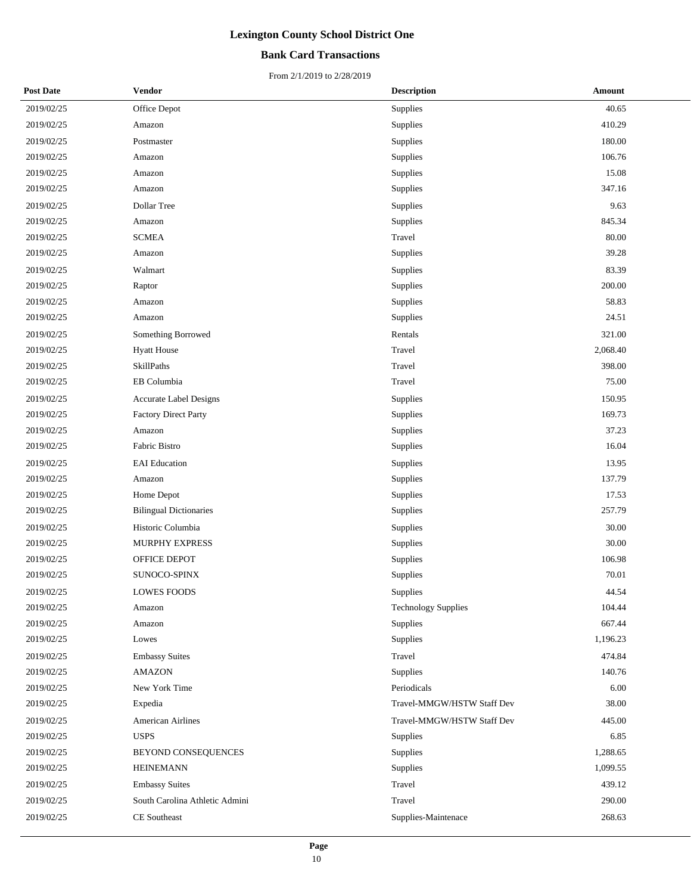# Lexington County School District One

## Bank Card Transactions

From 2/1/2019 to 2/28/2019

| Post Date | Vendor | Description | Amount |
|---|---|---|---|
| 2019/02/25 | Office Depot | Supplies | 40.65 |
| 2019/02/25 | Amazon | Supplies | 410.29 |
| 2019/02/25 | Postmaster | Supplies | 180.00 |
| 2019/02/25 | Amazon | Supplies | 106.76 |
| 2019/02/25 | Amazon | Supplies | 15.08 |
| 2019/02/25 | Amazon | Supplies | 347.16 |
| 2019/02/25 | Dollar Tree | Supplies | 9.63 |
| 2019/02/25 | Amazon | Supplies | 845.34 |
| 2019/02/25 | SCMEA | Travel | 80.00 |
| 2019/02/25 | Amazon | Supplies | 39.28 |
| 2019/02/25 | Walmart | Supplies | 83.39 |
| 2019/02/25 | Raptor | Supplies | 200.00 |
| 2019/02/25 | Amazon | Supplies | 58.83 |
| 2019/02/25 | Amazon | Supplies | 24.51 |
| 2019/02/25 | Something Borrowed | Rentals | 321.00 |
| 2019/02/25 | Hyatt House | Travel | 2,068.40 |
| 2019/02/25 | SkillPaths | Travel | 398.00 |
| 2019/02/25 | EB Columbia | Travel | 75.00 |
| 2019/02/25 | Accurate Label Designs | Supplies | 150.95 |
| 2019/02/25 | Factory Direct Party | Supplies | 169.73 |
| 2019/02/25 | Amazon | Supplies | 37.23 |
| 2019/02/25 | Fabric Bistro | Supplies | 16.04 |
| 2019/02/25 | EAI Education | Supplies | 13.95 |
| 2019/02/25 | Amazon | Supplies | 137.79 |
| 2019/02/25 | Home Depot | Supplies | 17.53 |
| 2019/02/25 | Bilingual Dictionaries | Supplies | 257.79 |
| 2019/02/25 | Historic Columbia | Supplies | 30.00 |
| 2019/02/25 | MURPHY EXPRESS | Supplies | 30.00 |
| 2019/02/25 | OFFICE DEPOT | Supplies | 106.98 |
| 2019/02/25 | SUNOCO-SPINX | Supplies | 70.01 |
| 2019/02/25 | LOWES FOODS | Supplies | 44.54 |
| 2019/02/25 | Amazon | Technology Supplies | 104.44 |
| 2019/02/25 | Amazon | Supplies | 667.44 |
| 2019/02/25 | Lowes | Supplies | 1,196.23 |
| 2019/02/25 | Embassy Suites | Travel | 474.84 |
| 2019/02/25 | AMAZON | Supplies | 140.76 |
| 2019/02/25 | New York Time | Periodicals | 6.00 |
| 2019/02/25 | Expedia | Travel-MMGW/HSTW Staff Dev | 38.00 |
| 2019/02/25 | American Airlines | Travel-MMGW/HSTW Staff Dev | 445.00 |
| 2019/02/25 | USPS | Supplies | 6.85 |
| 2019/02/25 | BEYOND CONSEQUENCES | Supplies | 1,288.65 |
| 2019/02/25 | HEINEMANN | Supplies | 1,099.55 |
| 2019/02/25 | Embassy Suites | Travel | 439.12 |
| 2019/02/25 | South Carolina Athletic Admini | Travel | 290.00 |
| 2019/02/25 | CE Southeast | Supplies-Maintenace | 268.63 |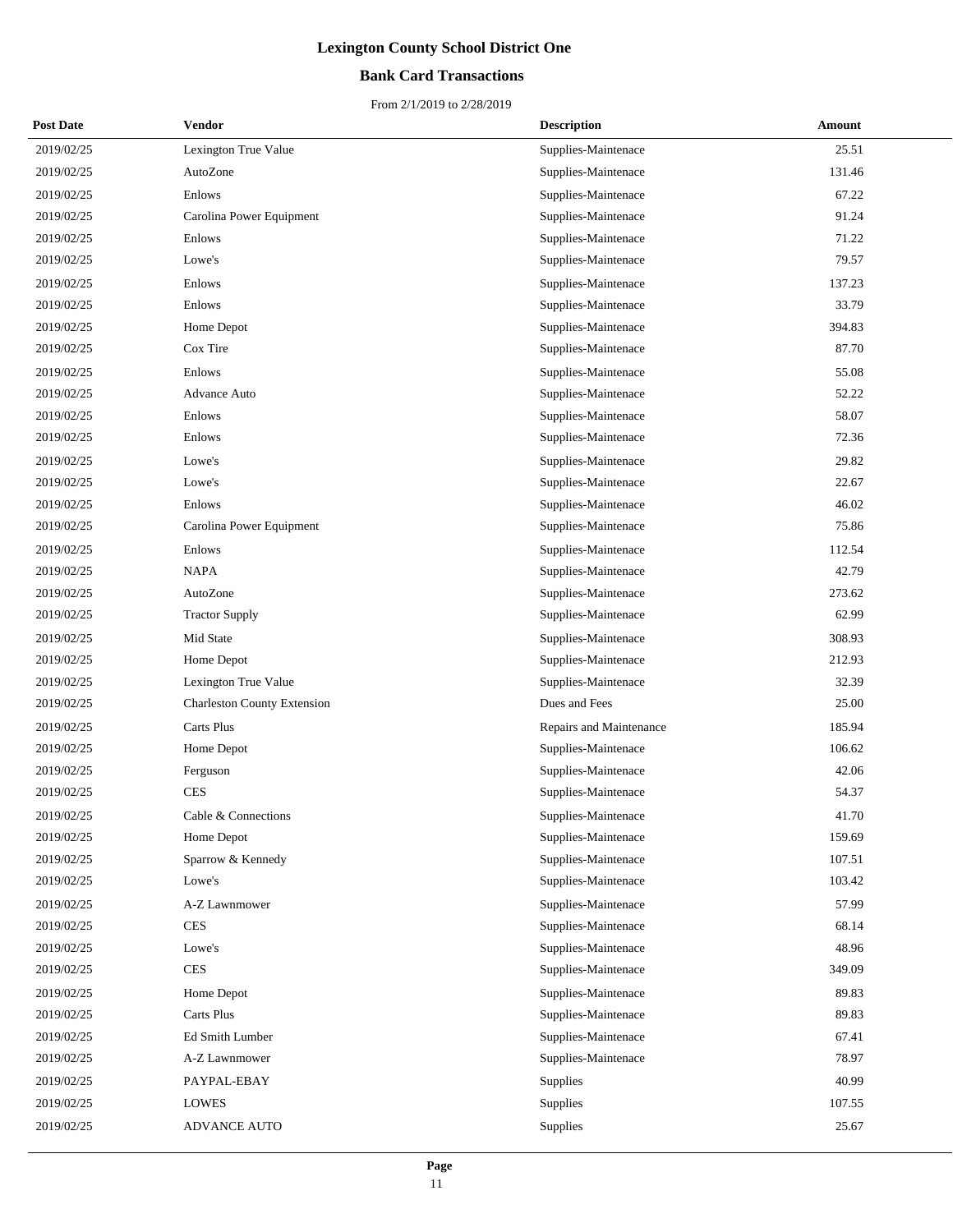# Lexington County School District One

## Bank Card Transactions

From 2/1/2019 to 2/28/2019

| Post Date | Vendor | Description | Amount |
|---|---|---|---|
| 2019/02/25 | Lexington True Value | Supplies-Maintenace | 25.51 |
| 2019/02/25 | AutoZone | Supplies-Maintenace | 131.46 |
| 2019/02/25 | Enlows | Supplies-Maintenace | 67.22 |
| 2019/02/25 | Carolina Power Equipment | Supplies-Maintenace | 91.24 |
| 2019/02/25 | Enlows | Supplies-Maintenace | 71.22 |
| 2019/02/25 | Lowe's | Supplies-Maintenace | 79.57 |
| 2019/02/25 | Enlows | Supplies-Maintenace | 137.23 |
| 2019/02/25 | Enlows | Supplies-Maintenace | 33.79 |
| 2019/02/25 | Home Depot | Supplies-Maintenace | 394.83 |
| 2019/02/25 | Cox Tire | Supplies-Maintenace | 87.70 |
| 2019/02/25 | Enlows | Supplies-Maintenace | 55.08 |
| 2019/02/25 | Advance Auto | Supplies-Maintenace | 52.22 |
| 2019/02/25 | Enlows | Supplies-Maintenace | 58.07 |
| 2019/02/25 | Enlows | Supplies-Maintenace | 72.36 |
| 2019/02/25 | Lowe's | Supplies-Maintenace | 29.82 |
| 2019/02/25 | Lowe's | Supplies-Maintenace | 22.67 |
| 2019/02/25 | Enlows | Supplies-Maintenace | 46.02 |
| 2019/02/25 | Carolina Power Equipment | Supplies-Maintenace | 75.86 |
| 2019/02/25 | Enlows | Supplies-Maintenace | 112.54 |
| 2019/02/25 | NAPA | Supplies-Maintenace | 42.79 |
| 2019/02/25 | AutoZone | Supplies-Maintenace | 273.62 |
| 2019/02/25 | Tractor Supply | Supplies-Maintenace | 62.99 |
| 2019/02/25 | Mid State | Supplies-Maintenace | 308.93 |
| 2019/02/25 | Home Depot | Supplies-Maintenace | 212.93 |
| 2019/02/25 | Lexington True Value | Supplies-Maintenace | 32.39 |
| 2019/02/25 | Charleston County Extension | Dues and Fees | 25.00 |
| 2019/02/25 | Carts Plus | Repairs and Maintenance | 185.94 |
| 2019/02/25 | Home Depot | Supplies-Maintenace | 106.62 |
| 2019/02/25 | Ferguson | Supplies-Maintenace | 42.06 |
| 2019/02/25 | CES | Supplies-Maintenace | 54.37 |
| 2019/02/25 | Cable & Connections | Supplies-Maintenace | 41.70 |
| 2019/02/25 | Home Depot | Supplies-Maintenace | 159.69 |
| 2019/02/25 | Sparrow & Kennedy | Supplies-Maintenace | 107.51 |
| 2019/02/25 | Lowe's | Supplies-Maintenace | 103.42 |
| 2019/02/25 | A-Z Lawnmower | Supplies-Maintenace | 57.99 |
| 2019/02/25 | CES | Supplies-Maintenace | 68.14 |
| 2019/02/25 | Lowe's | Supplies-Maintenace | 48.96 |
| 2019/02/25 | CES | Supplies-Maintenace | 349.09 |
| 2019/02/25 | Home Depot | Supplies-Maintenace | 89.83 |
| 2019/02/25 | Carts Plus | Supplies-Maintenace | 89.83 |
| 2019/02/25 | Ed Smith Lumber | Supplies-Maintenace | 67.41 |
| 2019/02/25 | A-Z Lawnmower | Supplies-Maintenace | 78.97 |
| 2019/02/25 | PAYPAL-EBAY | Supplies | 40.99 |
| 2019/02/25 | LOWES | Supplies | 107.55 |
| 2019/02/25 | ADVANCE AUTO | Supplies | 25.67 |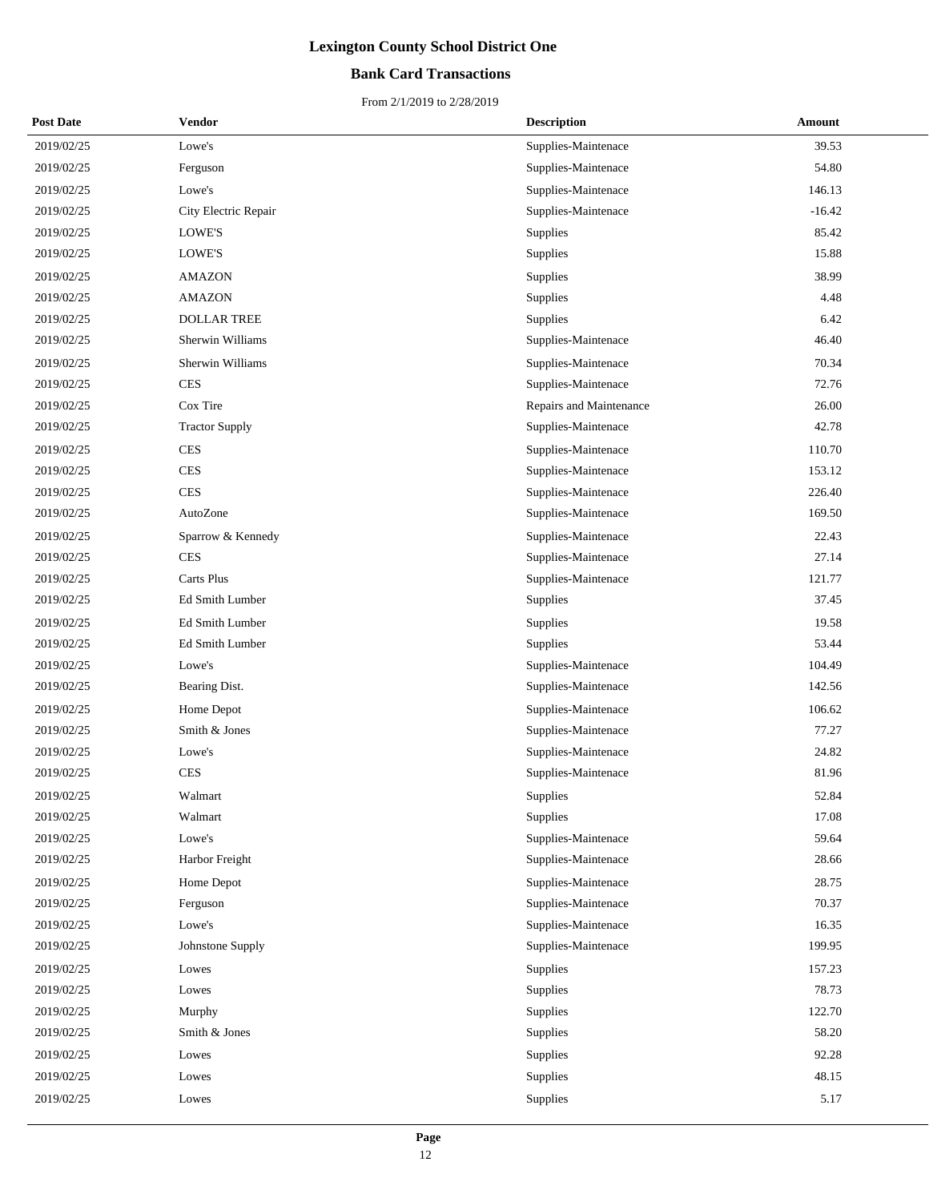# Lexington County School District One

## Bank Card Transactions

From 2/1/2019 to 2/28/2019

| Post Date | Vendor | Description | Amount |
|---|---|---|---|
| 2019/02/25 | Lowe's | Supplies-Maintenace | 39.53 |
| 2019/02/25 | Ferguson | Supplies-Maintenace | 54.80 |
| 2019/02/25 | Lowe's | Supplies-Maintenace | 146.13 |
| 2019/02/25 | City Electric Repair | Supplies-Maintenace | -16.42 |
| 2019/02/25 | LOWE'S | Supplies | 85.42 |
| 2019/02/25 | LOWE'S | Supplies | 15.88 |
| 2019/02/25 | AMAZON | Supplies | 38.99 |
| 2019/02/25 | AMAZON | Supplies | 4.48 |
| 2019/02/25 | DOLLAR TREE | Supplies | 6.42 |
| 2019/02/25 | Sherwin Williams | Supplies-Maintenace | 46.40 |
| 2019/02/25 | Sherwin Williams | Supplies-Maintenace | 70.34 |
| 2019/02/25 | CES | Supplies-Maintenace | 72.76 |
| 2019/02/25 | Cox Tire | Repairs and Maintenance | 26.00 |
| 2019/02/25 | Tractor Supply | Supplies-Maintenace | 42.78 |
| 2019/02/25 | CES | Supplies-Maintenace | 110.70 |
| 2019/02/25 | CES | Supplies-Maintenace | 153.12 |
| 2019/02/25 | CES | Supplies-Maintenace | 226.40 |
| 2019/02/25 | AutoZone | Supplies-Maintenace | 169.50 |
| 2019/02/25 | Sparrow & Kennedy | Supplies-Maintenace | 22.43 |
| 2019/02/25 | CES | Supplies-Maintenace | 27.14 |
| 2019/02/25 | Carts Plus | Supplies-Maintenace | 121.77 |
| 2019/02/25 | Ed Smith Lumber | Supplies | 37.45 |
| 2019/02/25 | Ed Smith Lumber | Supplies | 19.58 |
| 2019/02/25 | Ed Smith Lumber | Supplies | 53.44 |
| 2019/02/25 | Lowe's | Supplies-Maintenace | 104.49 |
| 2019/02/25 | Bearing Dist. | Supplies-Maintenace | 142.56 |
| 2019/02/25 | Home Depot | Supplies-Maintenace | 106.62 |
| 2019/02/25 | Smith & Jones | Supplies-Maintenace | 77.27 |
| 2019/02/25 | Lowe's | Supplies-Maintenace | 24.82 |
| 2019/02/25 | CES | Supplies-Maintenace | 81.96 |
| 2019/02/25 | Walmart | Supplies | 52.84 |
| 2019/02/25 | Walmart | Supplies | 17.08 |
| 2019/02/25 | Lowe's | Supplies-Maintenace | 59.64 |
| 2019/02/25 | Harbor Freight | Supplies-Maintenace | 28.66 |
| 2019/02/25 | Home Depot | Supplies-Maintenace | 28.75 |
| 2019/02/25 | Ferguson | Supplies-Maintenace | 70.37 |
| 2019/02/25 | Lowe's | Supplies-Maintenace | 16.35 |
| 2019/02/25 | Johnstone Supply | Supplies-Maintenace | 199.95 |
| 2019/02/25 | Lowes | Supplies | 157.23 |
| 2019/02/25 | Lowes | Supplies | 78.73 |
| 2019/02/25 | Murphy | Supplies | 122.70 |
| 2019/02/25 | Smith & Jones | Supplies | 58.20 |
| 2019/02/25 | Lowes | Supplies | 92.28 |
| 2019/02/25 | Lowes | Supplies | 48.15 |
| 2019/02/25 | Lowes | Supplies | 5.17 |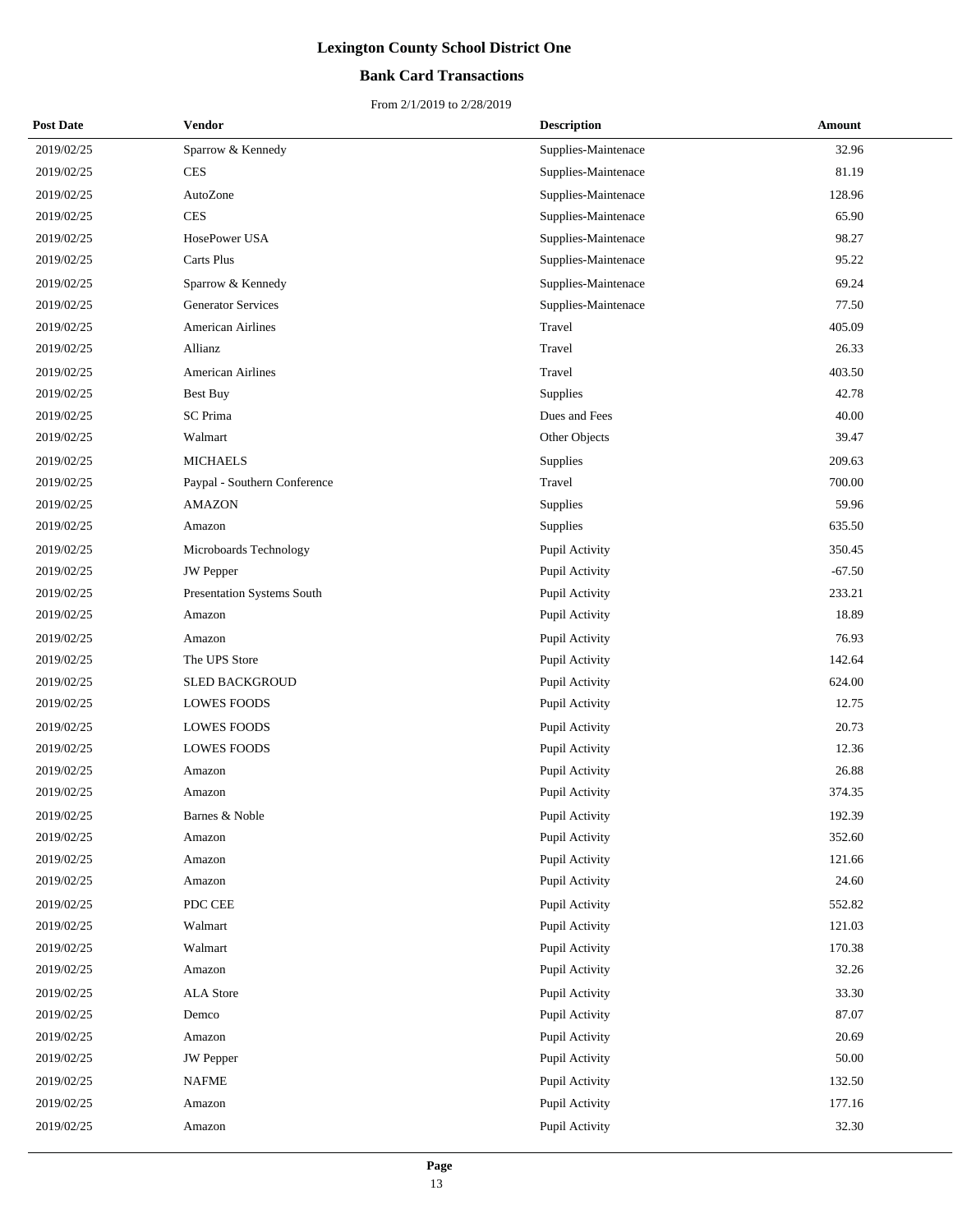# Lexington County School District One

## Bank Card Transactions

From 2/1/2019 to 2/28/2019

| Post Date | Vendor | Description | Amount |
|---|---|---|---|
| 2019/02/25 | Sparrow & Kennedy | Supplies-Maintenace | 32.96 |
| 2019/02/25 | CES | Supplies-Maintenace | 81.19 |
| 2019/02/25 | AutoZone | Supplies-Maintenace | 128.96 |
| 2019/02/25 | CES | Supplies-Maintenace | 65.90 |
| 2019/02/25 | HosePower USA | Supplies-Maintenace | 98.27 |
| 2019/02/25 | Carts Plus | Supplies-Maintenace | 95.22 |
| 2019/02/25 | Sparrow & Kennedy | Supplies-Maintenace | 69.24 |
| 2019/02/25 | Generator Services | Supplies-Maintenace | 77.50 |
| 2019/02/25 | American Airlines | Travel | 405.09 |
| 2019/02/25 | Allianz | Travel | 26.33 |
| 2019/02/25 | American Airlines | Travel | 403.50 |
| 2019/02/25 | Best Buy | Supplies | 42.78 |
| 2019/02/25 | SC Prima | Dues and Fees | 40.00 |
| 2019/02/25 | Walmart | Other Objects | 39.47 |
| 2019/02/25 | MICHAELS | Supplies | 209.63 |
| 2019/02/25 | Paypal - Southern Conference | Travel | 700.00 |
| 2019/02/25 | AMAZON | Supplies | 59.96 |
| 2019/02/25 | Amazon | Supplies | 635.50 |
| 2019/02/25 | Microboards Technology | Pupil Activity | 350.45 |
| 2019/02/25 | JW Pepper | Pupil Activity | -67.50 |
| 2019/02/25 | Presentation Systems South | Pupil Activity | 233.21 |
| 2019/02/25 | Amazon | Pupil Activity | 18.89 |
| 2019/02/25 | Amazon | Pupil Activity | 76.93 |
| 2019/02/25 | The UPS Store | Pupil Activity | 142.64 |
| 2019/02/25 | SLED BACKGROUD | Pupil Activity | 624.00 |
| 2019/02/25 | LOWES FOODS | Pupil Activity | 12.75 |
| 2019/02/25 | LOWES FOODS | Pupil Activity | 20.73 |
| 2019/02/25 | LOWES FOODS | Pupil Activity | 12.36 |
| 2019/02/25 | Amazon | Pupil Activity | 26.88 |
| 2019/02/25 | Amazon | Pupil Activity | 374.35 |
| 2019/02/25 | Barnes & Noble | Pupil Activity | 192.39 |
| 2019/02/25 | Amazon | Pupil Activity | 352.60 |
| 2019/02/25 | Amazon | Pupil Activity | 121.66 |
| 2019/02/25 | Amazon | Pupil Activity | 24.60 |
| 2019/02/25 | PDC CEE | Pupil Activity | 552.82 |
| 2019/02/25 | Walmart | Pupil Activity | 121.03 |
| 2019/02/25 | Walmart | Pupil Activity | 170.38 |
| 2019/02/25 | Amazon | Pupil Activity | 32.26 |
| 2019/02/25 | ALA Store | Pupil Activity | 33.30 |
| 2019/02/25 | Demco | Pupil Activity | 87.07 |
| 2019/02/25 | Amazon | Pupil Activity | 20.69 |
| 2019/02/25 | JW Pepper | Pupil Activity | 50.00 |
| 2019/02/25 | NAFME | Pupil Activity | 132.50 |
| 2019/02/25 | Amazon | Pupil Activity | 177.16 |
| 2019/02/25 | Amazon | Pupil Activity | 32.30 |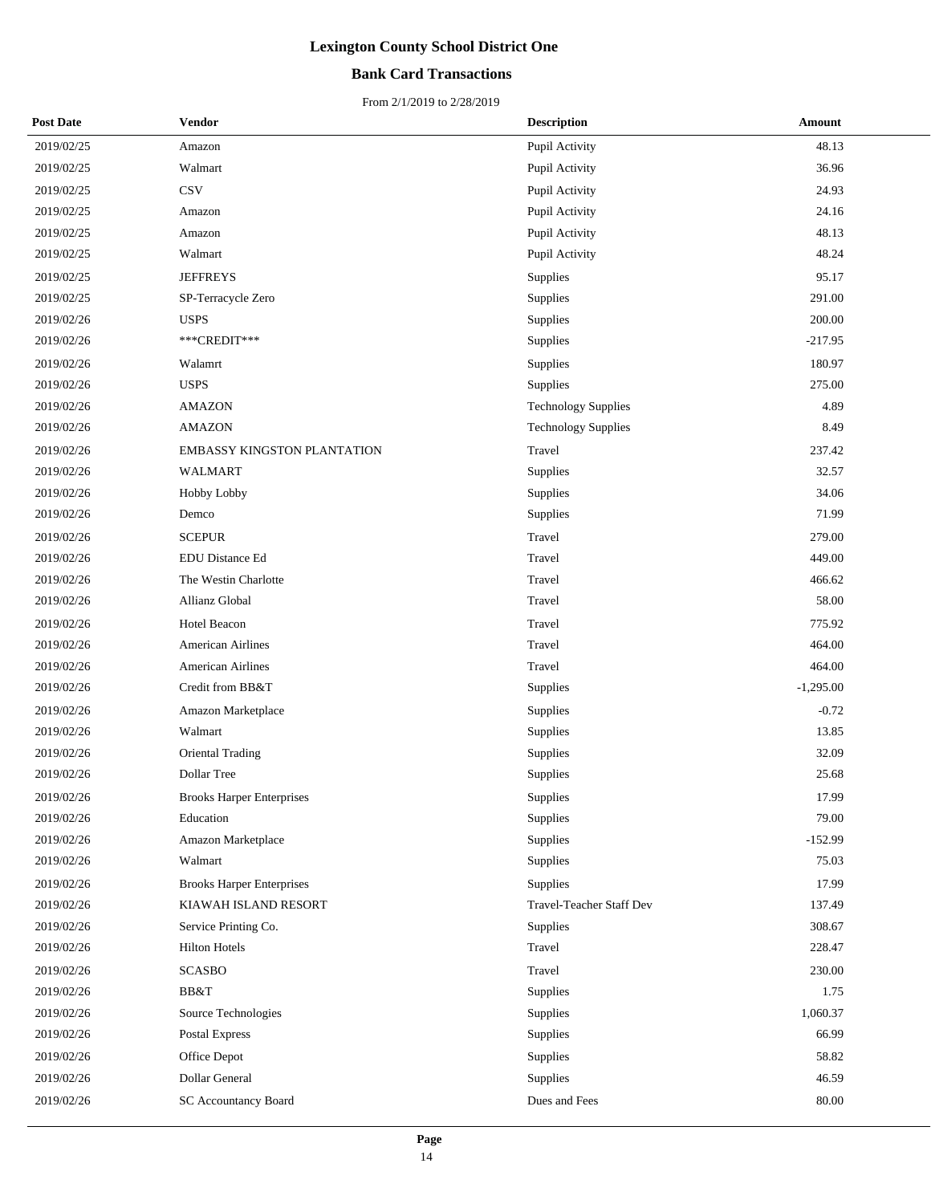# Lexington County School District One

## Bank Card Transactions

From 2/1/2019 to 2/28/2019

| Post Date | Vendor | Description | Amount |
|---|---|---|---|
| 2019/02/25 | Amazon | Pupil Activity | 48.13 |
| 2019/02/25 | Walmart | Pupil Activity | 36.96 |
| 2019/02/25 | CSV | Pupil Activity | 24.93 |
| 2019/02/25 | Amazon | Pupil Activity | 24.16 |
| 2019/02/25 | Amazon | Pupil Activity | 48.13 |
| 2019/02/25 | Walmart | Pupil Activity | 48.24 |
| 2019/02/25 | JEFFREYS | Supplies | 95.17 |
| 2019/02/25 | SP-Terracycle Zero | Supplies | 291.00 |
| 2019/02/26 | USPS | Supplies | 200.00 |
| 2019/02/26 | ***CREDIT*** | Supplies | -217.95 |
| 2019/02/26 | Walamrt | Supplies | 180.97 |
| 2019/02/26 | USPS | Supplies | 275.00 |
| 2019/02/26 | AMAZON | Technology Supplies | 4.89 |
| 2019/02/26 | AMAZON | Technology Supplies | 8.49 |
| 2019/02/26 | EMBASSY KINGSTON PLANTATION | Travel | 237.42 |
| 2019/02/26 | WALMART | Supplies | 32.57 |
| 2019/02/26 | Hobby Lobby | Supplies | 34.06 |
| 2019/02/26 | Demco | Supplies | 71.99 |
| 2019/02/26 | SCEPUR | Travel | 279.00 |
| 2019/02/26 | EDU Distance Ed | Travel | 449.00 |
| 2019/02/26 | The Westin Charlotte | Travel | 466.62 |
| 2019/02/26 | Allianz Global | Travel | 58.00 |
| 2019/02/26 | Hotel Beacon | Travel | 775.92 |
| 2019/02/26 | American Airlines | Travel | 464.00 |
| 2019/02/26 | American Airlines | Travel | 464.00 |
| 2019/02/26 | Credit from BB&T | Supplies | -1,295.00 |
| 2019/02/26 | Amazon Marketplace | Supplies | -0.72 |
| 2019/02/26 | Walmart | Supplies | 13.85 |
| 2019/02/26 | Oriental Trading | Supplies | 32.09 |
| 2019/02/26 | Dollar Tree | Supplies | 25.68 |
| 2019/02/26 | Brooks Harper Enterprises | Supplies | 17.99 |
| 2019/02/26 | Education | Supplies | 79.00 |
| 2019/02/26 | Amazon Marketplace | Supplies | -152.99 |
| 2019/02/26 | Walmart | Supplies | 75.03 |
| 2019/02/26 | Brooks Harper Enterprises | Supplies | 17.99 |
| 2019/02/26 | KIAWAH ISLAND RESORT | Travel-Teacher Staff Dev | 137.49 |
| 2019/02/26 | Service Printing Co. | Supplies | 308.67 |
| 2019/02/26 | Hilton Hotels | Travel | 228.47 |
| 2019/02/26 | SCASBO | Travel | 230.00 |
| 2019/02/26 | BB&T | Supplies | 1.75 |
| 2019/02/26 | Source Technologies | Supplies | 1,060.37 |
| 2019/02/26 | Postal Express | Supplies | 66.99 |
| 2019/02/26 | Office Depot | Supplies | 58.82 |
| 2019/02/26 | Dollar General | Supplies | 46.59 |
| 2019/02/26 | SC Accountancy Board | Dues and Fees | 80.00 |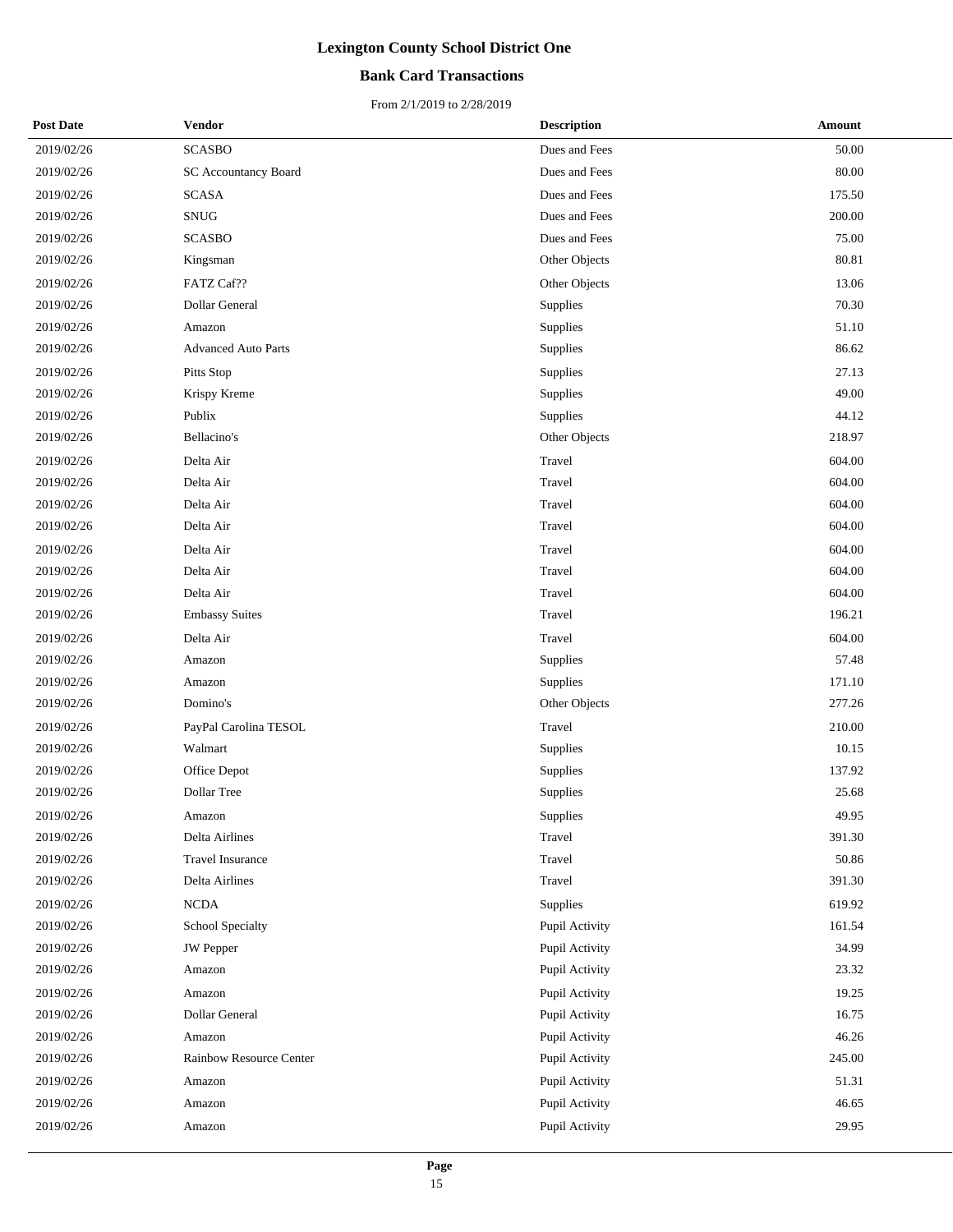# Lexington County School District One

## Bank Card Transactions

From 2/1/2019 to 2/28/2019

| Post Date | Vendor | Description | Amount |
|---|---|---|---|
| 2019/02/26 | SCASBO | Dues and Fees | 50.00 |
| 2019/02/26 | SC Accountancy Board | Dues and Fees | 80.00 |
| 2019/02/26 | SCASA | Dues and Fees | 175.50 |
| 2019/02/26 | SNUG | Dues and Fees | 200.00 |
| 2019/02/26 | SCASBO | Dues and Fees | 75.00 |
| 2019/02/26 | Kingsman | Other Objects | 80.81 |
| 2019/02/26 | FATZ Caf?? | Other Objects | 13.06 |
| 2019/02/26 | Dollar General | Supplies | 70.30 |
| 2019/02/26 | Amazon | Supplies | 51.10 |
| 2019/02/26 | Advanced Auto Parts | Supplies | 86.62 |
| 2019/02/26 | Pitts Stop | Supplies | 27.13 |
| 2019/02/26 | Krispy Kreme | Supplies | 49.00 |
| 2019/02/26 | Publix | Supplies | 44.12 |
| 2019/02/26 | Bellacino's | Other Objects | 218.97 |
| 2019/02/26 | Delta Air | Travel | 604.00 |
| 2019/02/26 | Delta Air | Travel | 604.00 |
| 2019/02/26 | Delta Air | Travel | 604.00 |
| 2019/02/26 | Delta Air | Travel | 604.00 |
| 2019/02/26 | Delta Air | Travel | 604.00 |
| 2019/02/26 | Delta Air | Travel | 604.00 |
| 2019/02/26 | Delta Air | Travel | 604.00 |
| 2019/02/26 | Embassy Suites | Travel | 196.21 |
| 2019/02/26 | Delta Air | Travel | 604.00 |
| 2019/02/26 | Amazon | Supplies | 57.48 |
| 2019/02/26 | Amazon | Supplies | 171.10 |
| 2019/02/26 | Domino's | Other Objects | 277.26 |
| 2019/02/26 | PayPal Carolina TESOL | Travel | 210.00 |
| 2019/02/26 | Walmart | Supplies | 10.15 |
| 2019/02/26 | Office Depot | Supplies | 137.92 |
| 2019/02/26 | Dollar Tree | Supplies | 25.68 |
| 2019/02/26 | Amazon | Supplies | 49.95 |
| 2019/02/26 | Delta Airlines | Travel | 391.30 |
| 2019/02/26 | Travel Insurance | Travel | 50.86 |
| 2019/02/26 | Delta Airlines | Travel | 391.30 |
| 2019/02/26 | NCDA | Supplies | 619.92 |
| 2019/02/26 | School Specialty | Pupil Activity | 161.54 |
| 2019/02/26 | JW Pepper | Pupil Activity | 34.99 |
| 2019/02/26 | Amazon | Pupil Activity | 23.32 |
| 2019/02/26 | Amazon | Pupil Activity | 19.25 |
| 2019/02/26 | Dollar General | Pupil Activity | 16.75 |
| 2019/02/26 | Amazon | Pupil Activity | 46.26 |
| 2019/02/26 | Rainbow Resource Center | Pupil Activity | 245.00 |
| 2019/02/26 | Amazon | Pupil Activity | 51.31 |
| 2019/02/26 | Amazon | Pupil Activity | 46.65 |
| 2019/02/26 | Amazon | Pupil Activity | 29.95 |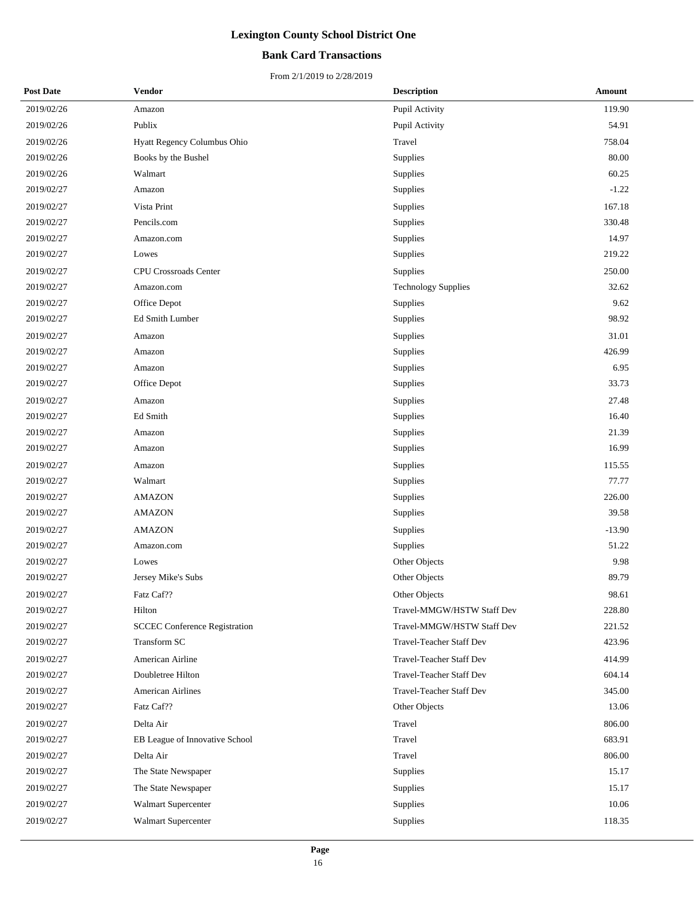# Lexington County School District One

## Bank Card Transactions

From 2/1/2019 to 2/28/2019

| Post Date | Vendor | Description | Amount |
|---|---|---|---|
| 2019/02/26 | Amazon | Pupil Activity | 119.90 |
| 2019/02/26 | Publix | Pupil Activity | 54.91 |
| 2019/02/26 | Hyatt Regency Columbus Ohio | Travel | 758.04 |
| 2019/02/26 | Books by the Bushel | Supplies | 80.00 |
| 2019/02/26 | Walmart | Supplies | 60.25 |
| 2019/02/27 | Amazon | Supplies | -1.22 |
| 2019/02/27 | Vista Print | Supplies | 167.18 |
| 2019/02/27 | Pencils.com | Supplies | 330.48 |
| 2019/02/27 | Amazon.com | Supplies | 14.97 |
| 2019/02/27 | Lowes | Supplies | 219.22 |
| 2019/02/27 | CPU Crossroads Center | Supplies | 250.00 |
| 2019/02/27 | Amazon.com | Technology Supplies | 32.62 |
| 2019/02/27 | Office Depot | Supplies | 9.62 |
| 2019/02/27 | Ed Smith Lumber | Supplies | 98.92 |
| 2019/02/27 | Amazon | Supplies | 31.01 |
| 2019/02/27 | Amazon | Supplies | 426.99 |
| 2019/02/27 | Amazon | Supplies | 6.95 |
| 2019/02/27 | Office Depot | Supplies | 33.73 |
| 2019/02/27 | Amazon | Supplies | 27.48 |
| 2019/02/27 | Ed Smith | Supplies | 16.40 |
| 2019/02/27 | Amazon | Supplies | 21.39 |
| 2019/02/27 | Amazon | Supplies | 16.99 |
| 2019/02/27 | Amazon | Supplies | 115.55 |
| 2019/02/27 | Walmart | Supplies | 77.77 |
| 2019/02/27 | AMAZON | Supplies | 226.00 |
| 2019/02/27 | AMAZON | Supplies | 39.58 |
| 2019/02/27 | AMAZON | Supplies | -13.90 |
| 2019/02/27 | Amazon.com | Supplies | 51.22 |
| 2019/02/27 | Lowes | Other Objects | 9.98 |
| 2019/02/27 | Jersey Mike's Subs | Other Objects | 89.79 |
| 2019/02/27 | Fatz Caf?? | Other Objects | 98.61 |
| 2019/02/27 | Hilton | Travel-MMGW/HSTW Staff Dev | 228.80 |
| 2019/02/27 | SCCEC Conference Registration | Travel-MMGW/HSTW Staff Dev | 221.52 |
| 2019/02/27 | Transform SC | Travel-Teacher Staff Dev | 423.96 |
| 2019/02/27 | American Airline | Travel-Teacher Staff Dev | 414.99 |
| 2019/02/27 | Doubletree Hilton | Travel-Teacher Staff Dev | 604.14 |
| 2019/02/27 | American Airlines | Travel-Teacher Staff Dev | 345.00 |
| 2019/02/27 | Fatz Caf?? | Other Objects | 13.06 |
| 2019/02/27 | Delta Air | Travel | 806.00 |
| 2019/02/27 | EB League of Innovative School | Travel | 683.91 |
| 2019/02/27 | Delta Air | Travel | 806.00 |
| 2019/02/27 | The State Newspaper | Supplies | 15.17 |
| 2019/02/27 | The State Newspaper | Supplies | 15.17 |
| 2019/02/27 | Walmart Supercenter | Supplies | 10.06 |
| 2019/02/27 | Walmart Supercenter | Supplies | 118.35 |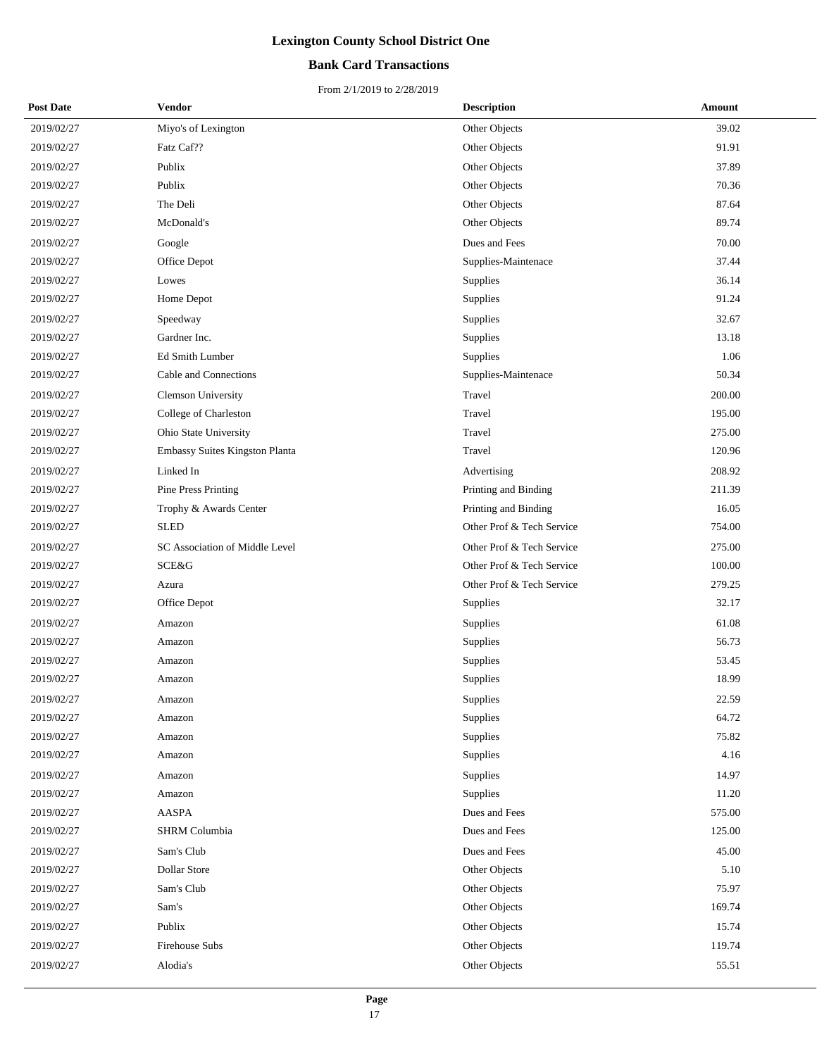# Lexington County School District One

## Bank Card Transactions

From 2/1/2019 to 2/28/2019

| Post Date | Vendor | Description | Amount |
|---|---|---|---|
| 2019/02/27 | Miyo's of Lexington | Other Objects | 39.02 |
| 2019/02/27 | Fatz Caf?? | Other Objects | 91.91 |
| 2019/02/27 | Publix | Other Objects | 37.89 |
| 2019/02/27 | Publix | Other Objects | 70.36 |
| 2019/02/27 | The Deli | Other Objects | 87.64 |
| 2019/02/27 | McDonald's | Other Objects | 89.74 |
| 2019/02/27 | Google | Dues and Fees | 70.00 |
| 2019/02/27 | Office Depot | Supplies-Maintenace | 37.44 |
| 2019/02/27 | Lowes | Supplies | 36.14 |
| 2019/02/27 | Home Depot | Supplies | 91.24 |
| 2019/02/27 | Speedway | Supplies | 32.67 |
| 2019/02/27 | Gardner Inc. | Supplies | 13.18 |
| 2019/02/27 | Ed Smith Lumber | Supplies | 1.06 |
| 2019/02/27 | Cable and Connections | Supplies-Maintenace | 50.34 |
| 2019/02/27 | Clemson University | Travel | 200.00 |
| 2019/02/27 | College of Charleston | Travel | 195.00 |
| 2019/02/27 | Ohio State University | Travel | 275.00 |
| 2019/02/27 | Embassy Suites Kingston Planta | Travel | 120.96 |
| 2019/02/27 | Linked In | Advertising | 208.92 |
| 2019/02/27 | Pine Press Printing | Printing and Binding | 211.39 |
| 2019/02/27 | Trophy & Awards Center | Printing and Binding | 16.05 |
| 2019/02/27 | SLED | Other Prof & Tech Service | 754.00 |
| 2019/02/27 | SC Association of Middle Level | Other Prof & Tech Service | 275.00 |
| 2019/02/27 | SCE&G | Other Prof & Tech Service | 100.00 |
| 2019/02/27 | Azura | Other Prof & Tech Service | 279.25 |
| 2019/02/27 | Office Depot | Supplies | 32.17 |
| 2019/02/27 | Amazon | Supplies | 61.08 |
| 2019/02/27 | Amazon | Supplies | 56.73 |
| 2019/02/27 | Amazon | Supplies | 53.45 |
| 2019/02/27 | Amazon | Supplies | 18.99 |
| 2019/02/27 | Amazon | Supplies | 22.59 |
| 2019/02/27 | Amazon | Supplies | 64.72 |
| 2019/02/27 | Amazon | Supplies | 75.82 |
| 2019/02/27 | Amazon | Supplies | 4.16 |
| 2019/02/27 | Amazon | Supplies | 14.97 |
| 2019/02/27 | Amazon | Supplies | 11.20 |
| 2019/02/27 | AASPA | Dues and Fees | 575.00 |
| 2019/02/27 | SHRM Columbia | Dues and Fees | 125.00 |
| 2019/02/27 | Sam's Club | Dues and Fees | 45.00 |
| 2019/02/27 | Dollar Store | Other Objects | 5.10 |
| 2019/02/27 | Sam's Club | Other Objects | 75.97 |
| 2019/02/27 | Sam's | Other Objects | 169.74 |
| 2019/02/27 | Publix | Other Objects | 15.74 |
| 2019/02/27 | Firehouse Subs | Other Objects | 119.74 |
| 2019/02/27 | Alodia's | Other Objects | 55.51 |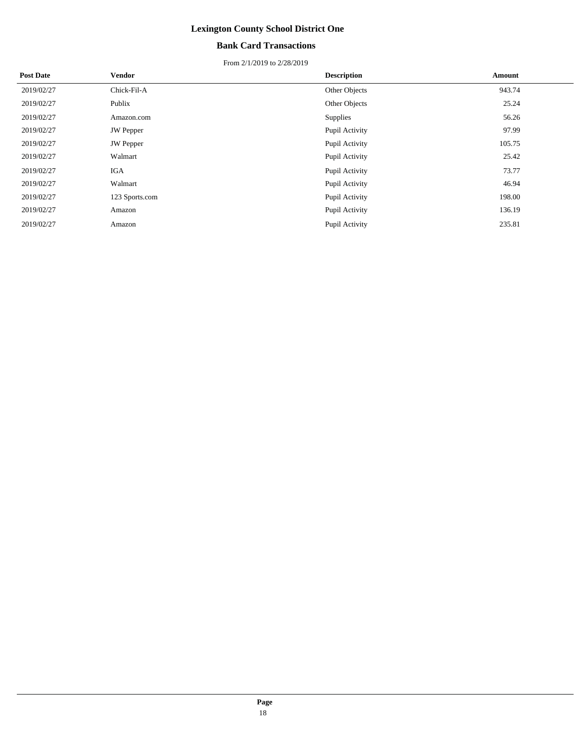# Lexington County School District One

## Bank Card Transactions

From 2/1/2019 to 2/28/2019

| Post Date | Vendor | Description | Amount |
|---|---|---|---|
| 2019/02/27 | Chick-Fil-A | Other Objects | 943.74 |
| 2019/02/27 | Publix | Other Objects | 25.24 |
| 2019/02/27 | Amazon.com | Supplies | 56.26 |
| 2019/02/27 | JW Pepper | Pupil Activity | 97.99 |
| 2019/02/27 | JW Pepper | Pupil Activity | 105.75 |
| 2019/02/27 | Walmart | Pupil Activity | 25.42 |
| 2019/02/27 | IGA | Pupil Activity | 73.77 |
| 2019/02/27 | Walmart | Pupil Activity | 46.94 |
| 2019/02/27 | 123 Sports.com | Pupil Activity | 198.00 |
| 2019/02/27 | Amazon | Pupil Activity | 136.19 |
| 2019/02/27 | Amazon | Pupil Activity | 235.81 |